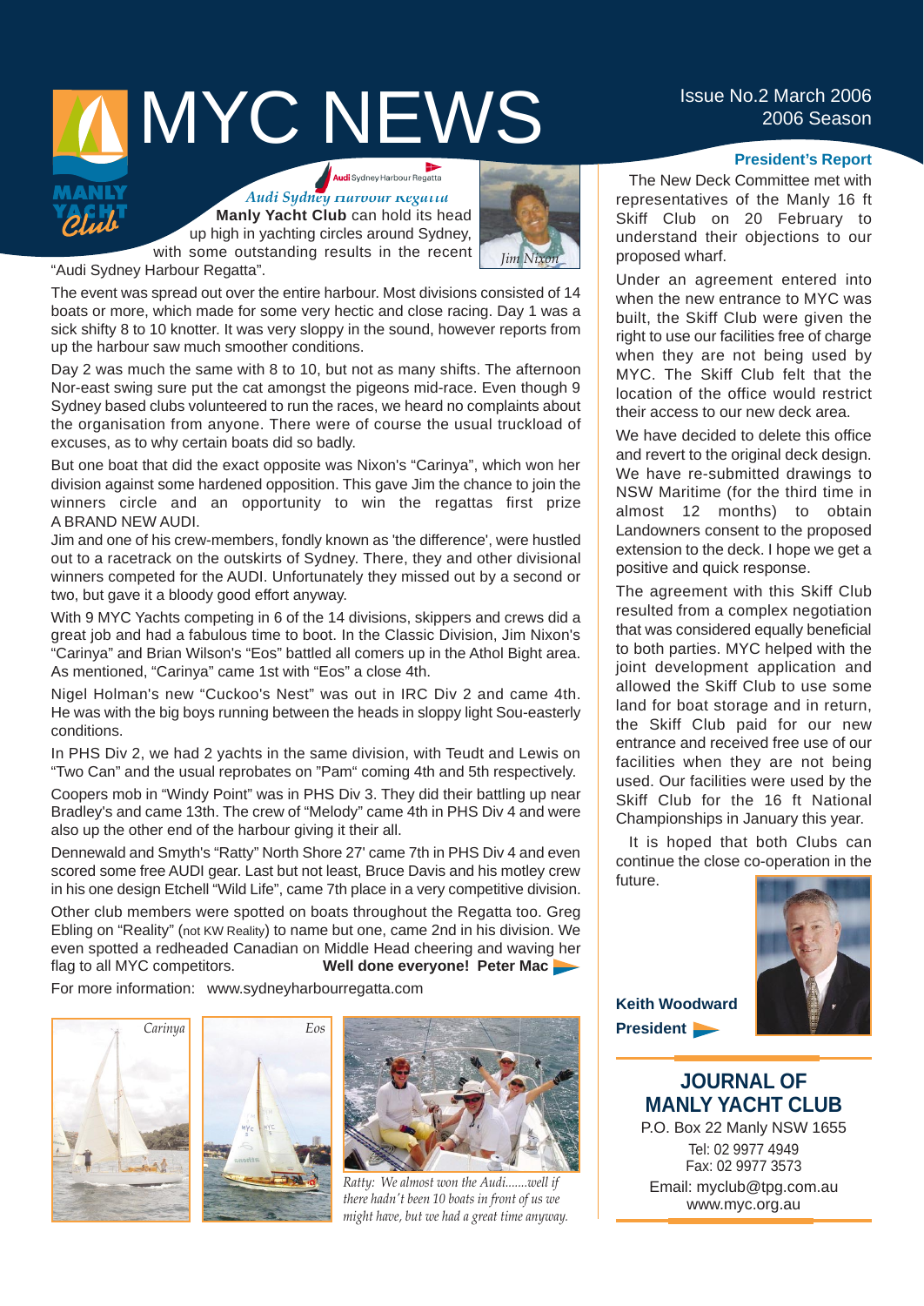# MYC NEWS

Issue No.2 March 2006
2006 Season

## Audi Sydney Harbour Regatta

**Manly Yacht Club** can hold its head up high in yachting circles around Sydney, with some outstanding results in the recent "Audi Sydney Harbour Regatta".

*Jim Nixon*

The event was spread out over the entire harbour. Most divisions consisted of 14 boats or more, which made for some very hectic and close racing. Day 1 was a sick shifty 8 to 10 knotter. It was very sloppy in the sound, however reports from up the harbour saw much smoother conditions.

Day 2 was much the same with 8 to 10, but not as many shifts. The afternoon Nor-east swing sure put the cat amongst the pigeons mid-race. Even though 9 Sydney based clubs volunteered to run the races, we heard no complaints about the organisation from anyone. There were of course the usual truckload of excuses, as to why certain boats did so badly.

But one boat that did the exact opposite was Nixon's "Carinya", which won her division against some hardened opposition. This gave Jim the chance to join the winners circle and an opportunity to win the regattas first prize A BRAND NEW AUDI.

Jim and one of his crew-members, fondly known as 'the difference', were hustled out to a racetrack on the outskirts of Sydney. There, they and other divisional winners competed for the AUDI. Unfortunately they missed out by a second or two, but gave it a bloody good effort anyway.

With 9 MYC Yachts competing in 6 of the 14 divisions, skippers and crews did a great job and had a fabulous time to boot. In the Classic Division, Jim Nixon's "Carinya" and Brian Wilson's "Eos" battled all comers up in the Athol Bight area. As mentioned, "Carinya" came 1st with "Eos" a close 4th.

Nigel Holman's new "Cuckoo's Nest" was out in IRC Div 2 and came 4th. He was with the big boys running between the heads in sloppy light Sou-easterly conditions.

In PHS Div 2, we had 2 yachts in the same division, with Teudt and Lewis on "Two Can" and the usual reprobates on "Pam" coming 4th and 5th respectively.

Coopers mob in "Windy Point" was in PHS Div 3. They did their battling up near Bradley's and came 13th. The crew of "Melody" came 4th in PHS Div 4 and were also up the other end of the harbour giving it their all.

Dennewald and Smyth's "Ratty" North Shore 27' came 7th in PHS Div 4 and even scored some free AUDI gear. Last but not least, Bruce Davis and his motley crew in his one design Etchell "Wild Life", came 7th place in a very competitive division.

Other club members were spotted on boats throughout the Regatta too. Greg Ebling on "Reality" (not KW Reality) to name but one, came 2nd in his division. We even spotted a redheaded Canadian on Middle Head cheering and waving her flag to all MYC competitors. **Well done everyone! Peter Mac**

For more information: www.sydneyharbourregatta.com

*Carinya*

*Eos*

*Ratty: We almost won the Audi.......well if there hadn't been 10 boats in front of us we might have, but we had a great time anyway.*

## President's Report

The New Deck Committee met with representatives of the Manly 16 ft Skiff Club on 20 February to understand their objections to our proposed wharf.

Under an agreement entered into when the new entrance to MYC was built, the Skiff Club were given the right to use our facilities free of charge when they are not being used by MYC. The Skiff Club felt that the location of the office would restrict their access to our new deck area.

We have decided to delete this office and revert to the original deck design. We have re-submitted drawings to NSW Maritime (for the third time in almost 12 months) to obtain Landowners consent to the proposed extension to the deck. I hope we get a positive and quick response.

The agreement with this Skiff Club resulted from a complex negotiation that was considered equally beneficial to both parties. MYC helped with the joint development application and allowed the Skiff Club to use some land for boat storage and in return, the Skiff Club paid for our new entrance and received free use of our facilities when they are not being used. Our facilities were used by the Skiff Club for the 16 ft National Championships in January this year.

It is hoped that both Clubs can continue the close co-operation in the future.

**Keith Woodward**
**President**

## JOURNAL OF MANLY YACHT CLUB

P.O. Box 22 Manly NSW 1655
Tel: 02 9977 4949
Fax: 02 9977 3573
Email: myclub@tpg.com.au
www.myc.org.au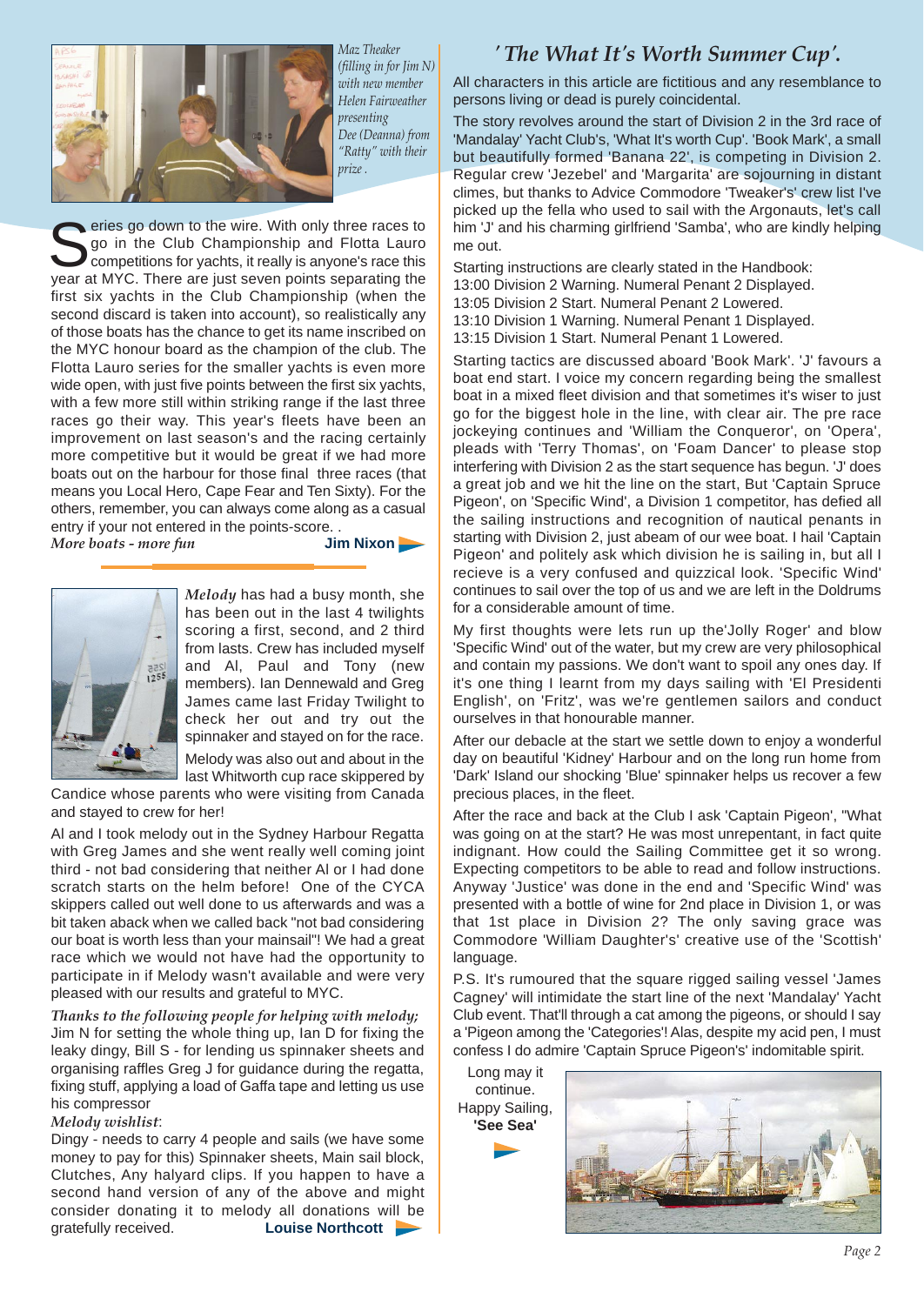*Maz Theaker (filling in for Jim N) with new member Helen Fairweather presenting Dee (Deanna) from "Ratty" with their prize .*

Series go down to the wire. With only three races to go in the Club Championship and Flotta Lauro competitions for yachts, it really is anyone's race this year at MYC. There are just seven points separating the first six yachts in the Club Championship (when the second discard is taken into account), so realistically any of those boats has the chance to get its name inscribed on the MYC honour board as the champion of the club. The Flotta Lauro series for the smaller yachts is even more wide open, with just five points between the first six yachts, with a few more still within striking range if the last three races go their way. This year's fleets have been an improvement on last season's and the racing certainly more competitive but it would be great if we had more boats out on the harbour for those final three races (that means you Local Hero, Cape Fear and Ten Sixty). For the others, remember, you can always come along as a casual entry if your not entered in the points-score. .

*More boats - more fun* **Jim Nixon**

*Melody* has had a busy month, she has been out in the last 4 twilights scoring a first, second, and 2 third from lasts. Crew has included myself and Al, Paul and Tony (new members). Ian Dennewald and Greg James came last Friday Twilight to check her out and try out the spinnaker and stayed on for the race.

Melody was also out and about in the last Whitworth cup race skippered by Candice whose parents who were visiting from Canada and stayed to crew for her!

Al and I took melody out in the Sydney Harbour Regatta with Greg James and she went really well coming joint third - not bad considering that neither Al or I had done scratch starts on the helm before! One of the CYCA skippers called out well done to us afterwards and was a bit taken aback when we called back "not bad considering our boat is worth less than your mainsail"! We had a great race which we would not have had the opportunity to participate in if Melody wasn't available and were very pleased with our results and grateful to MYC.

*Thanks to the following people for helping with melody;* Jim N for setting the whole thing up, Ian D for fixing the leaky dingy, Bill S - for lending us spinnaker sheets and organising raffles Greg J for guidance during the regatta, fixing stuff, applying a load of Gaffa tape and letting us use his compressor

*Melody wishlist*:

Dingy - needs to carry 4 people and sails (we have some money to pay for this) Spinnaker sheets, Main sail block, Clutches, Any halyard clips. If you happen to have a second hand version of any of the above and might consider donating it to melody all donations will be gratefully received. **Louise Northcott**

## *'The What It's Worth Summer Cup'.*

All characters in this article are fictitious and any resemblance to persons living or dead is purely coincidental.

The story revolves around the start of Division 2 in the 3rd race of 'Mandalay' Yacht Club's, 'What It's worth Cup'. 'Book Mark', a small but beautifully formed 'Banana 22', is competing in Division 2. Regular crew 'Jezebel' and 'Margarita' are sojourning in distant climes, but thanks to Advice Commodore 'Tweaker's' crew list I've picked up the fella who used to sail with the Argonauts, let's call him 'J' and his charming girlfriend 'Samba', who are kindly helping me out.

Starting instructions are clearly stated in the Handbook:
13:00 Division 2 Warning. Numeral Penant 2 Displayed.
13:05 Division 2 Start. Numeral Penant 2 Lowered.
13:10 Division 1 Warning. Numeral Penant 1 Displayed.
13:15 Division 1 Start. Numeral Penant 1 Lowered.

Starting tactics are discussed aboard 'Book Mark'. 'J' favours a boat end start. I voice my concern regarding being the smallest boat in a mixed fleet division and that sometimes it's wiser to just go for the biggest hole in the line, with clear air. The pre race jockeying continues and 'William the Conqueror', on 'Opera', pleads with 'Terry Thomas', on 'Foam Dancer' to please stop interfering with Division 2 as the start sequence has begun. 'J' does a great job and we hit the line on the start, But 'Captain Spruce Pigeon', on 'Specific Wind', a Division 1 competitor, has defied all the sailing instructions and recognition of numeral penants in starting with Division 2, just abeam of our wee boat. I hail 'Captain Pigeon' and politely ask which division he is sailing in, but all I recieve is a very confused and quizzical look. 'Specific Wind' continues to sail over the top of us and we are left in the Doldrums for a considerable amount of time.

My first thoughts were lets run up the'Jolly Roger' and blow 'Specific Wind' out of the water, but my crew are very philosophical and contain my passions. We don't want to spoil any ones day. If it's one thing I learnt from my days sailing with 'El Presidenti English', on 'Fritz', was we're gentlemen sailors and conduct ourselves in that honourable manner.

After our debacle at the start we settle down to enjoy a wonderful day on beautiful 'Kidney' Harbour and on the long run home from 'Dark' Island our shocking 'Blue' spinnaker helps us recover a few precious places, in the fleet.

After the race and back at the Club I ask 'Captain Pigeon', "What was going on at the start? He was most unrepentant, in fact quite indignant. How could the Sailing Committee get it so wrong. Expecting competitors to be able to read and follow instructions. Anyway 'Justice' was done in the end and 'Specific Wind' was presented with a bottle of wine for 2nd place in Division 1, or was that 1st place in Division 2? The only saving grace was Commodore 'William Daughter's' creative use of the 'Scottish' language.

P.S. It's rumoured that the square rigged sailing vessel 'James Cagney' will intimidate the start line of the next 'Mandalay' Yacht Club event. That'll through a cat among the pigeons, or should I say a 'Pigeon among the 'Categories'! Alas, despite my acid pen, I must confess I do admire 'Captain Spruce Pigeon's' indomitable spirit.

Long may it continue.
Happy Sailing,
**'See Sea'**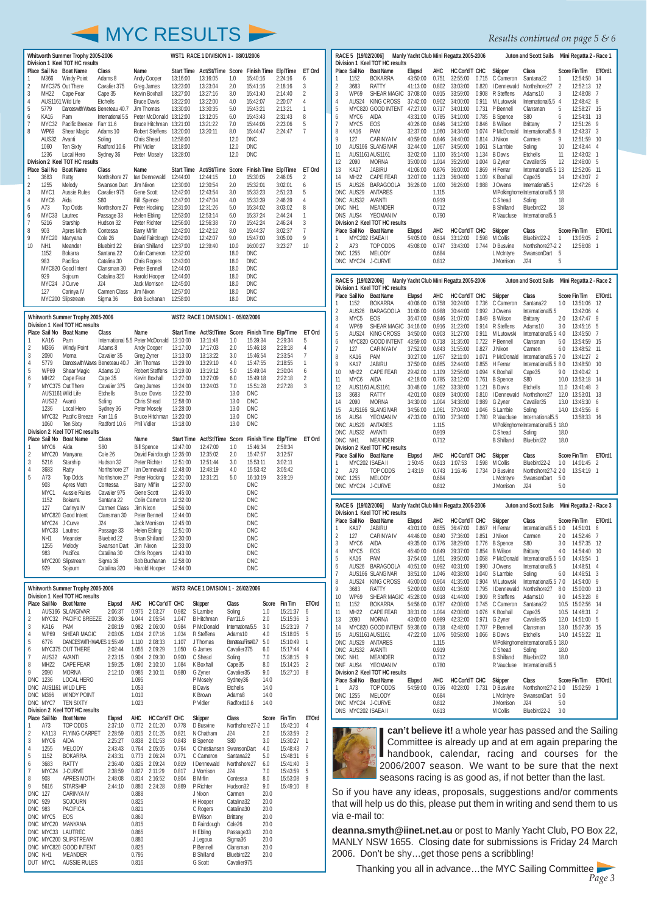# MYC RESULTS

*Results continued on page 5 & 6*

## Whitworth Summer Trophy 2005-2006 — WST1 RACE 1 DIVISION 1 - 08/01/2006

### Division 1 Keel TOT HC results

| Place | Sail No | Boat Name | Class | Name | Start Time | Act/St/Time | Score | Finish Time | Elp/Time | ET Ord |
|---|---|---|---|---|---|---|---|---|---|---|
| 1 | M366 | Windy Point | Adams 8 | Andy Cooper | 13:16:00 | 13:16:05 | 1.0 | 15:40:16 | 2:24:16 | 6 |
| 2 | MYC375 | Out There | Cavalier 375 | Greg James | 13:23:00 | 13:23:04 | 2.0 | 15:41:16 | 2:18:16 | 3 |
| 3 | MH22 | Cape Fear | Cape 35 | Kevin Boxhall | 13:27:00 | 13:27:16 | 3.0 | 15:41:40 | 2:14:40 | 2 |
| 4 | AUS1161 | Wild Life | Etchells | Bruce Davis | 13:22:00 | 13:22:00 | 4.0 | 15:42:07 | 2:20:07 | 4 |
| 5 | 5779 | Dances with Waves | Beneteau 40.7 | Jim Thomas | 13:30:00 | 13:30:35 | 5.0 | 15:43:21 | 2:13:21 | 1 |
| 6 | KA16 | Pam | International 5.5 | Peter McDonald | 13:12:00 | 13:12:05 | 6.0 | 15:43:43 | 2:31:43 | 8 |
| 7 | MYC32 | Pacific Breeze | Farr 11.6 | Bruce Hitchman | 13:21:00 | 13:21:22 | 7.0 | 15:44:06 | 2:23:06 | 5 |
| 8 | WP69 | Shear Magic | Adams 10 | Robert Steffens | 13:20:00 | 13:20:11 | 8.0 | 15:44:47 | 2:24:47 | 7 |
| | AUS32 | Avanti | Soling | Chris Shead | 12:58:00 | | 12.0 | DNC | | |
| | 1060 | Ten Sixty | Radford 10.6 | Phil Vidler | 13:18:00 | | 12.0 | DNC | | |
| | 1236 | Local Hero | Sydney 36 | Peter Mosely | 13:28:00 | | 12.0 | DNC | | |

### Division 2 Keel TOT HC results

| Place | Sail No | Boat Name | Class | Name | Start Time | Act/St/Time | Score | Finish Time | Elp/Time | ET Ord |
|---|---|---|---|---|---|---|---|---|---|---|
| 1 | 3683 | Ratty | Northshore 27 | Ian Dennewald | 12:44:00 | 12:44:15 | 1.0 | 15:30:05 | 2:46:05 | 2 |
| 2 | 1255 | Melody | Swanson Dart | Jim Nixon | 12:30:00 | 12:30:54 | 2.0 | 15:32:01 | 3:02:01 | 6 |
| 3 | MYC1 | Aussie Rules | Cavalier 975 | Gene Scott | 12:42:00 | 12:43:54 | 3.0 | 15:33:23 | 2:51:23 | 5 |
| 4 | MYC6 | Aida | S80 | Bill Spence | 12:47:00 | 12:47:04 | 4.0 | 15:33:39 | 2:46:39 | 4 |
| 5 | A73 | Top Odds | Northshore 27 | Peter Hocking | 12:31:00 | 12:31:26 | 5.0 | 15:34:02 | 3:03:02 | 8 |
| 6 | MYC33 | Lautrec | Passage 33 | Helen Ebling | 12:53:00 | 12:53:14 | 6.0 | 15:37:24 | 2:44:24 | 1 |
| 7 | 5216 | Starship | Hudson 32 | Peter Richter | 12:56:00 | 12:56:38 | 7.0 | 15:42:24 | 2:46:24 | 3 |
| 8 | 903 | Apres Moth | Contessa | Barry Miflin | 12:42:00 | 12:42:12 | 8.0 | 15:44:37 | 3:02:37 | 7 |
| 9 | MYC20 | Manyana | Cole 26 | David Fairclough | 12:42:00 | 12:42:07 | 9.0 | 15:47:00 | 3:05:00 | 9 |
| 10 | NH1 | Meander | Bluebird 22 | Brian Shilland | 12:37:00 | 12:39:40 | 10.0 | 16:00:27 | 3:23:27 | 10 |
| | 1152 | Bokarra | Santana 22 | Colin Cameron | 12:32:00 | | 18.0 | DNC | | |
| | 983 | Pacifica | Catalina 30 | Chris Rogers | 12:43:00 | | 18.0 | DNC | | |
| | MYC820 | Good Intent | Clansman 30 | Peter Bennell | 12:44:00 | | 18.0 | DNC | | |
| | 929 | Sojourn | Catalina 320 | Harold Hooper | 12:44:00 | | 18.0 | DNC | | |
| | MYC24 | J Curve | J24 | Jack Morrison | 12:45:00 | | 18.0 | DNC | | |
| | 127 | Carinya IV | Carmen Class | Jim Nixon | 12:57:00 | | 18.0 | DNC | | |
| | MYC200 | Slipstream | Sigma 36 | Bob Buchanan | 12:58:00 | | 18.0 | DNC | | |

## Whitworth Summer Trophy 2005-2006 — WST2 RACE 1 DIVISION 1 - 05/02/2006

### Division 1 Keel TOT HC results

| Place | Sail No | Boat Name | Class | Name | Start Time | Act/St/Time | Score | Finish Time | Elp/Time | ET Ord |
|---|---|---|---|---|---|---|---|---|---|---|
| 1 | KA16 | Pam | International 5.5 | Peter McDonald | 13:10:00 | 13:11:48 | 1.0 | 15:39:34 | 2:29:34 | 5 |
| 2 | M366 | Windy Point | Adams 8 | Andy Cooper | 13:17:00 | 17:17:03 | 2.0 | 15:46:18 | 2:29:18 | 4 |
| 3 | 2090 | Morna | Cavalier 35 | Greg Zyner | 13:13:00 | 13:13:22 | 3.0 | 15:46:54 | 2:33:54 | 7 |
| 4 | 5779 | Dances with Waves | Beneteau 40.7 | Jim Thomas | 13:29:00 | 13:29:10 | 4.0 | 15:47:55 | 2:18:55 | 1 |
| 5 | WP69 | Shear Magic | Adams 10 | Robert Steffens | 13:19:00 | 13:19:12 | 5.0 | 15:49:04 | 2:30:04 | 6 |
| 6 | MH22 | Cape Fear | Cape 35 | Kevin Boxhall | 13:27:00 | 13:27:09 | 6.0 | 15:49:18 | 2:22:18 | 2 |
| 7 | MYC375 | Out There | Cavalier 375 | Greg James | 13:24:00 | 13:24:03 | 7.0 | 15:51:28 | 2:27:28 | 3 |
| | AUS1161 | Wild Life | Etchells | Bruce Davis | 13:22:00 | | 13.0 | DNC | | |
| | AUS32 | Avanti | Soling | Chris Shead | 12:58:00 | | 13.0 | DNC | | |
| | 1236 | Local Hero | Sydney 36 | Peter Mosely | 13:28:00 | | 13.0 | DNC | | |
| | MYC32 | Pacific Breeze | Farr 11.6 | Bruce Hitchman | 13:20:00 | | 13.0 | DNC | | |
| | 1060 | Ten Sixty | Radford 10.6 | Phil Vidler | 13:18:00 | | 13.0 | DNC | | |

### Division 2 Keel TOT HC results

| Place | Sail No | Boat Name | Class | Name | Start Time | Act/St/Time | Score | Finish Time | Elp/Time | ET Ord |
|---|---|---|---|---|---|---|---|---|---|---|
| 1 | MYC6 | Aida | S80 | Bill Spence | 12:47:00 | 12:47:00 | 1.0 | 15:46:34 | 2:59:34 | |
| 2 | MYC20 | Manyana | Cole 26 | David Fairclough | 12:35:00 | 12:35:02 | 2.0 | 15:47:57 | 3:12:57 | |
| 3 | 5216 | Starship | Hudson 32 | Peter Richter | 12:51:00 | 12:51:44 | 3.0 | 15:53:11 | 3:02:11 | |
| 4 | 3683 | Ratty | Northshore 27 | Ian Dennewald | 12:48:00 | 12:48:19 | 4.0 | 15:53:42 | 3:05:42 | |
| 5 | A73 | Top Odds | Northshore 27 | Peter Hocking | 12:31:00 | 12:31:21 | 5.0 | 16:10:19 | 3:39:19 | |
| | 903 | Apres Moth | Contessa | Barry Miflin | 12:37:00 | | | DNC | | |
| | MYC1 | Aussie Rules | Cavalier 975 | Gene Scott | 12:45:00 | | | DNC | | |
| | 1152 | Bokarra | Santana 22 | Colin Cameron | 12:32:00 | | | DNC | | |
| | 127 | Carinya IV | Carmen Class | Jim Nixon | 12:56:00 | | | DNC | | |
| | MYC820 | Good Intent | Clansman 30 | Peter Bennell | 12:44:00 | | | DNC | | |
| | MYC24 | J Curve | J24 | Jack Morrison | 12:45:00 | | | DNC | | |
| | MYC33 | Lautrec | Passage 33 | Helen Ebling | 12:51:00 | | | DNC | | |
| | NH1 | Meander | Bluebird 22 | Brian Shilland | 12:30:00 | | | DNC | | |
| | 1255 | Melody | Swanson Dart | Jim Nixon | 12:33:00 | | | DNC | | |
| | 983 | Pacifica | Catalina 30 | Chris Rogers | 12:43:00 | | | DNC | | |
| | MYC200 | Slipstream | Sigma 36 | Bob Buchanan | 12:58:00 | | | DNC | | |
| | 929 | Sojourn | Catalina 320 | Harold Hooper | 12:44:00 | | | DNC | | |

## Whitworth Summer Trophy 2005-2006 — WST3 RACE 1 DIVISION 1 - 26/02/2006

### Division 1 Keel TOT HC results

| Place | Sail No | Boat Name | Elapsd | AHC | HC Cor'd T | CHC | Skipper | Class | Score | Fin Tim | ETOrd |
|---|---|---|---|---|---|---|---|---|---|---|---|
| 1 | AUS166 | SLANGIVAR | 2:06:37 | 0.975 | 2:03:27 | 0.982 | S Lambie | Soling | 1.0 | 15:21:37 | 6 |
| 2 | MYC32 | PACIFIC BREEZE | 2:00:36 | 1.044 | 2:05:54 | 1.047 | B Hitchman | Farr11.6 | 2.0 | 15:15:36 | 3 |
| 3 | KA16 | PAM | 2:08:19 | 0.982 | 2:06:00 | 0.984 | P McDonald | International5.5 | 3.0 | 15:23:19 | 7 |
| 4 | WP69 | SHEAR MAGIC | 2:03:05 | 1.034 | 2:07:16 | 1.034 | R Steffens | Adams10 | 4.0 | 15:18:05 | 5 |
| 5 | 6776 | DANCES WITH WAVES | 1:55:49 | 1.110 | 2:08:33 | 1.107 | J Thomas | BeneteauFirst40.7 | 5.0 | 15:10:49 | 1 |
| 6 | MYC375 | OUT THERE | 2:02:44 | 1.055 | 2:09:29 | 1.050 | G James | Cavalier375 | 6.0 | 15:17:44 | 4 |
| 7 | AUS32 | AVANTI | 2:23:15 | 0.904 | 2:09:30 | 0.900 | C Shead | Soling | 7.0 | 15:38:15 | 9 |
| 8 | MH22 | CAPE FEAR | 1:59:25 | 1.090 | 2:10:10 | 1.084 | K Boxhall | Cape35 | 8.0 | 15:14:25 | 2 |
| 9 | 2090 | MORNA | 2:12:10 | 0.985 | 2:10:11 | 0.980 | G Zyner | Cavalier35 | 9.0 | 15:27:10 | 8 |
| DNC | 1236 | LOCAL HERO | | 1.095 | | | P Mosely | Sydney36 | 14.0 | | |
| DNC | AUS1161 | WILD LIFE | | 1.053 | | | B Davis | Etchells | 14.0 | | |
| DNC | M366 | WINDY POINT | | 1.010 | | | K Brown | Adams8 | 14.0 | | |
| DNC | MYC7 | TEN SIXTY | | 1.023 | | | P Vidler | Radford10.6 | 14.0 | | |

### Division 2 Keel TOT HC results

| Place | Sail No | Boat Name | Elapsd | AHC | HC Cor'd T | CHC | Skipper | Class | Score | Fin Tim | ETOrd |
|---|---|---|---|---|---|---|---|---|---|---|---|
| 1 | A73 | TOP ODDS | 2:37:10 | 0.772 | 2:01:20 | 0.778 | D Busvine | Northshore27-2 | 1.0 | 15:42:10 | 4 |
| 2 | KA113 | FLYING CARPET | 2:28:59 | 0.815 | 2:01:25 | 0.821 | N Chatham | J24 | 2.0 | 15:33:59 | 2 |
| 3 | MYC6 | AIDA | 2:25:27 | 0.838 | 2:01:53 | 0.843 | B Spence | S80 | 3.0 | 15:30:27 | 1 |
| 4 | 1255 | MELODY | 2:43:43 | 0.764 | 2:05:05 | 0.764 | C Christiansen | SwansonDart | 4.0 | 15:48:43 | 7 |
| 5 | 1152 | BOKARRA | 2:43:31 | 0.773 | 2:06:24 | 0.771 | C Cameron | Santana22 | 5.0 | 15:48:31 | 6 |
| 6 | 3683 | RATTY | 2:36:40 | 0.826 | 2:09:24 | 0.819 | I Dennewald | Northshore27 | 6.0 | 15:41:30 | 3 |
| 7 | MYC24 | J-CURVE | 2:38:59 | 0.827 | 2:11:29 | 0.817 | J Morrison | J24 | 7.0 | 15:43:59 | 5 |
| 8 | 903 | APRES MOTH | 2:48:08 | 0.814 | 2:16:52 | 0.804 | B Miflin | Contessa | 8.0 | 15:53:08 | 9 |
| 9 | 5616 | STARSHIP | 2:44:10 | 0.880 | 2:24:28 | 0.869 | P Richter | Hudson32 | 9.0 | 15:49:10 | 8 |
| DNC | 127 | CARINYA IV | | 0.888 | | | J Nixon | Carmen | 20.0 | | |
| DNC | 929 | SOJOURN | | 0.825 | | | H Hooper | Catalina32 | 20.0 | | |
| DNC | 983 | PACIFICA | | 0.821 | | | C Rogers | Catalina30 | 20.0 | | |
| DNC | MYC5 | EOS | | 0.860 | | | B Wilson | Brittany | 20.0 | | |
| DNC | MYC20 | MANYANA | | 0.815 | | | D Fairclough | Cole26 | 20.0 | | |
| DNC | MYC33 | LAUTREC | | 0.865 | | | H Ebling | Passage33 | 20.0 | | |
| DNC | MYC200 | SLIPSTREAM | | 0.880 | | | J Legoux | Sigma36 | 20.0 | | |
| DNC | MYC820 | GOOD INTENT | | 0.825 | | | P Bennell | Clansman | 20.0 | | |
| DNC | NH1 | MEANDER | | 0.795 | | | B Shilland | Bluebird22 | 20.0 | | |
| DUT | MYC1 | AUSSIE RULES | | 0.816 | | | G Scott | Cavalier975 | | | |

## RACE 5 [19/02/2006] Manly Yacht Club Mini Regatta 2005-2006 — Juton and Scott Sails — Mini Regatta 2 - Race 1

### Division 1 Keel TOT HC results

| Place | Sail No | Boat Name | Elapsd | AHC | HC Cor'd T | CHC | Skipper | Class | Score | Fin Tim | ETOrd1 |
|---|---|---|---|---|---|---|---|---|---|---|---|
| 1 | 1152 | BOKARRA | 43:50:00 | 0.751 | 32:55:00 | 0.715 | C Cameron | Santana22 | 1 | 12:54:50 | 14 |
| 2 | 3683 | RATTY | 41:13:00 | 0.802 | 33:03:00 | 0.820 | I Dennewald | Northshore27 | 2 | 12:52:13 | 12 |
| 3 | WP69 | SHEAR MAGIC | 37:08:00 | 0.915 | 33:59:00 | 0.908 | R Steffens | Adams10 | 3 | 12:48:08 | 7 |
| 4 | AUS24 | KING CROSS | 37:42:00 | 0.902 | 34:00:00 | 0.911 | M Lutowski | International5.5 | 4 | 12:48:42 | 8 |
| 5 | MYC820 | GOOD INTENT | 47:27:00 | 0.717 | 34:01:00 | 0.731 | P Bennell | Clansman | 5 | 12:58:27 | 15 |
| 6 | MYC6 | AIDA | 43:31:00 | 0.785 | 34:10:00 | 0.785 | B Spence | S80 | 6 | 12:54:31 | 13 |
| 7 | MYC5 | EOS | 40:26:00 | 0.846 | 34:12:00 | 0.846 | B Wilson | Brittany | 7 | 12:51:26 | 9 |
| 8 | KA16 | PAM | 32:37:00 | 1.060 | 34:34:00 | 1.074 | P McDonald | International5.5 | 8 | 12:43:37 | 3 |
| 9 | 127 | CARINYA IV | 40:59:00 | 0.846 | 34:40:00 | 0.814 | J Nixon | Carmen | 9 | 12:51:59 | 10 |
| 10 | AUS166 | SLANGIVAR | 32:44:00 | 1.067 | 34:56:00 | 1.061 | S Lambie | Soling | 10 | 12:43:44 | 4 |
| 11 | AUS1161 | AUS1161 | 32:02:00 | 1.100 | 35:14:00 | 1.134 | B Davis | Etchells | 11 | 12:43:02 | 1 |
| 12 | 2090 | MORNA | 35:00:00 | 1.014 | 35:29:00 | 1.004 | G Zyner | Cavalier35 | 12 | 12:46:00 | 5 |
| 13 | KA17 | JABIRU | 41:06:00 | 0.876 | 36:00:00 | 0.869 | H Ferrar | International5.5 | 13 | 12:52:06 | 11 |
| 14 | MH22 | CAPE FEAR | 32:07:00 | 1.123 | 36:04:00 | 1.109 | K Boxhall | Cape35 | 14 | 12:43:07 | 2 |
| 15 | AUS26 | BARAGOOLA | 36:26:00 | 1.000 | 36:26:00 | 0.988 | J Owens | International5.5 | | 12:47:26 | 6 |
| DNC | AUS29 | ANTARES | | 1.115 | | | M Polkinghorne | International5.5 | 18 | | |
| DNC | AUS32 | AVANTI | | 0.919 | | | C Shead | Soling | 18 | | |
| DNC | NH1 | MEANDER | | 0.712 | | | B Shilland | Bluebird22 | 18 | | |
| DNS | AUS4 | YEOMAN IV | | 0.790 | | | R Vaucluse | International5.5 | | | |

### Division 2 Keel TOT HC results

| Place | Sail No | Boat Name | Elapsd | AHC | HC Cor'd T | CHC | Skipper | Class | Score | Fin Tim | ETOrd1 |
|---|---|---|---|---|---|---|---|---|---|---|---|
| 1 | MYC202 | ISAEA II | 54:05:00 | 0.614 | 33:12:00 | 0.598 | M Collis | Bluebird22-2 | 1 | 13:05:05 | 2 |
| 2 | A73 | TOP ODDS | 45:08:00 | 0.747 | 33:43:00 | 0.744 | D Busvine | Northshore27-2 | 2 | 12:56:08 | 1 |
| DNC | 1255 | MELODY | | 0.684 | | | L McIntyre | SwansonDart | 5 | | |
| DNC | MYC24 | J-CURVE | | 0.812 | | | J Morrison | J24 | 5 | | |

## RACE 5 [19/02/2006] Manly Yacht Club Mini Regatta 2005-2006 — Juton and Scott Sails — Mini Regatta 2 - Race 2

### Division 1 Keel TOT HC results

| Place | Sail No | Boat Name | Elapsd | AHC | HC Cor'd T | CHC | Skipper | Class | Score | Fin Tim | ETOrd1 |
|---|---|---|---|---|---|---|---|---|---|---|---|
| 1 | 1152 | BOKARRA | 40:06:00 | 0.758 | 30:24:00 | 0.736 | C Cameron | Santana22 | 1.0 | 13:51:06 | 12 |
| 2 | AUS26 | BARAGOOLA | 31:06:00 | 0.988 | 30:44:00 | 0.992 | J Owens | International5.5 | | 13:42:06 | 4 |
| 3 | MYC5 | EOS | 36:47:00 | 0.846 | 31:07:00 | 0.849 | B Wilson | Brittany | 2.0 | 13:47:47 | 9 |
| 4 | WP69 | SHEAR MAGIC | 34:16:00 | 0.916 | 31:23:00 | 0.914 | R Steffens | Adams10 | 3.0 | 13:45:16 | 5 |
| 5 | AUS24 | KING CROSS | 34:50:00 | 0.903 | 31:27:00 | 0.911 | M Lutowski | International5.5 | 4.0 | 13:45:50 | 7 |
| 6 | MYC820 | GOOD INTENT | 43:59:00 | 0.718 | 31:35:00 | 0.722 | P Bennell | Clansman | 5.0 | 13:54:59 | 15 |
| 7 | 127 | CARINYA IV | 37:52:00 | 0.843 | 31:55:00 | 0.827 | J Nixon | Carmen | 6.0 | 13:48:52 | 11 |
| 8 | KA16 | PAM | 30:27:00 | 1.057 | 32:11:00 | 1.071 | P McDonald | International5.5 | 7.0 | 13:41:27 | 2 |
| 9 | KA17 | JABIRU | 37:50:00 | 0.865 | 32:44:00 | 0.855 | H Ferrar | International5.5 | 8.0 | 13:48:50 | 10 |
| 10 | MH22 | CAPE FEAR | 29:42:00 | 1.109 | 32:56:00 | 1.094 | K Boxhall | Cape35 | 9.0 | 13:40:42 | 1 |
| 11 | MYC6 | AIDA | 42:18:00 | 0.785 | 33:12:00 | 0.761 | B Spence | S80 | 10.0 | 13:53:18 | 14 |
| 12 | AUS1161 | AUS1161 | 30:48:00 | 1.092 | 33:38:00 | 1.121 | B Davis | Etchells | 11.0 | 13:41:48 | 3 |
| 13 | 3683 | RATTY | 42:01:00 | 0.809 | 34:00:00 | 0.810 | I Dennewald | Northshore27 | 12.0 | 13:53:01 | 13 |
| 14 | 2090 | MORNA | 34:30:00 | 1.004 | 34:38:00 | 0.989 | G Zyner | Cavalier35 | 13.0 | 13:45:30 | 6 |
| 15 | AUS166 | SLANGIVAR | 34:56:00 | 1.061 | 37:04:00 | 1.046 | S Lambie | Soling | 14.0 | 13:45:56 | 8 |
| 16 | AUS4 | YEOMAN IV | 47:33:00 | 0.790 | 37:34:00 | 0.780 | R Vaucluse | International5.5 | | 13:58:33 | 16 |
| DNC | AUS29 | ANTARES | | 1.115 | | | M Polkinghorne | International5.5 | 18.0 | | |
| DNC | AUS32 | AVANTI | | 0.919 | | | C Shead | Soling | 18.0 | | |
| DNC | NH1 | MEANDER | | 0.712 | | | B Shilland | Bluebird22 | 18.0 | | |

### Division 2 Keel TOT HC results

| Place | Sail No | Boat Name | Elapsd | AHC | HC Cor'd T | CHC | Skipper | Class | Score | Fin Tim | ETOrd1 |
|---|---|---|---|---|---|---|---|---|---|---|---|
| 1 | MYC202 | ISAEA II | 1:50:45 | 0.613 | 1:07:53 | 0.598 | M Collis | Bluebird22-2 | 1.0 | 14:01:45 | 2 |
| 2 | A73 | TOP ODDS | 1:43:19 | 0.743 | 1:16:46 | 0.734 | D Busvine | Northshore27-2 | 2.0 | 13:54:19 | 1 |
| DNC | 1255 | MELODY | | 0.684 | | | L McIntyre | SwansonDart | 5.0 | | |
| DNC | MYC24 | J-CURVE | | 0.812 | | | J Morrison | J24 | 5.0 | | |

## RACE 5 [19/02/2006] Manly Yacht Club Mini Regatta 2005-2006 — Juton and Scott Sails — Mini Regatta 2 - Race 3

### Division 1 Keel TOT HC results

| Place | Sail No | Boat Name | Elapsd | AHC | HC Cor'd T | CHC | Skipper | Class | Score | Fin Tim | ETOrd1 |
|---|---|---|---|---|---|---|---|---|---|---|---|
| 1 | KA17 | JABIRU | 43:01:00 | 0.855 | 36:47:00 | 0.867 | H Ferrar | International5.5 | 1.0 | 14:51:01 | 6 |
| 2 | 127 | CARINYA IV | 44:46:00 | 0.840 | 37:36:00 | 0.851 | J Nixon | Carmen | 2.0 | 14:52:46 | 7 |
| 3 | MYC6 | AIDA | 49:35:00 | 0.776 | 38:29:00 | 0.776 | B Spence | S80 | 3.0 | 14:57:35 | 12 |
| 4 | MYC5 | EOS | 46:40:00 | 0.849 | 39:37:00 | 0.854 | B Wilson | Brittany | 4.0 | 14:54:40 | 10 |
| 5 | KA16 | PAM | 37:54:00 | 1.051 | 39:50:00 | 1.058 | P McDonald | International5.5 | 5.0 | 14:45:54 | 1 |
| 6 | AUS26 | BARAGOOLA | 40:51:00 | 0.992 | 40:31:00 | 0.990 | J Owens | International5.5 | | 14:48:51 | 4 |
| 7 | AUS166 | SLANGIVAR | 38:51:00 | 1.046 | 40:38:00 | 1.040 | S Lambie | Soling | 6.0 | 14:46:51 | 3 |
| 8 | AUS24 | KING CROSS | 46:00:00 | 0.904 | 41:35:00 | 0.904 | M Lutowski | International5.5 | 7.0 | 14:54:00 | 9 |
| 9 | 3683 | RATTY | 52:00:00 | 0.800 | 41:36:00 | 0.795 | I Dennewald | Northshore27 | 8.0 | 15:00:00 | 13 |
| 10 | WP69 | SHEAR MAGIC | 45:28:00 | 0.918 | 41:44:00 | 0.909 | R Steffens | Adams10 | 9.0 | 14:53:28 | 8 |
| 11 | 1152 | BOKARRA | 54:56:00 | 0.767 | 42:08:00 | 0.745 | C Cameron | Santana22 | 10.5 | 15:02:56 | 14 |
| 11 | MH22 | CAPE FEAR | 38:31:00 | 1.094 | 42:08:00 | 1.076 | K Boxhall | Cape35 | 10.5 | 14:46:31 | 2 |
| 13 | 2090 | MORNA | 43:00:00 | 0.989 | 42:32:00 | 0.971 | G Zyner | Cavalier35 | 12.0 | 14:51:00 | 5 |
| 14 | MYC820 | GOOD INTENT | 59:36:00 | 0.718 | 42:48:00 | 0.707 | P Bennell | Clansman | 13.0 | 15:07:36 | 15 |
| 15 | AUS1161 | AUS1161 | 47:22:00 | 1.076 | 50:58:00 | 1.066 | B Davis | Etchells | 14.0 | 14:55:22 | 11 |
| DNC | AUS29 | ANTARES | | 1.115 | | | M Polkinghorne | International5.5 | 18.0 | | |
| DNC | AUS32 | AVANTI | | 0.919 | | | C Shead | Soling | 18.0 | | |
| DNC | NH1 | MEANDER | | 0.712 | | | B Shilland | Bluebird22 | 18.0 | | |
| DNF | AUS4 | YEOMAN IV | | 0.780 | | | R Vaucluse | International5.5 | | | |

### Division 2 Keel TOT HC results

| Place | Sail No | Boat Name | Elapsd | AHC | HC Cor'd T | CHC | Skipper | Class | Score | Fin Tim | ETOrd1 |
|---|---|---|---|---|---|---|---|---|---|---|---|
| 1 | A73 | TOP ODDS | 54:59:00 | 0.736 | 40:28:00 | 0.731 | D Busvine | Northshore27-2 | 1.0 | 15:02:59 | 1 |
| DNC | 1255 | MELODY | | 0.684 | | | L McIntyre | SwansonDart | 5.0 | | |
| DNC | MYC24 | J-CURVE | | 0.812 | | | J Morrison | J24 | 5.0 | | |
| DNS | MYC202 | ISAEA II | | 0.613 | | | M Collis | Bluebird22-2 | 3.0 | | |

**I can't believe it!** a whole year has passed and the Sailing Committee is already up and at em again preparing the handbook, calendar, racing and courses for the 2006/2007 season. We want to be sure that the next seasons racing is as good as, if not better than the last.

So if you have any ideas, proposals, suggestions and/or comments that will help us do this, please put them in writing and send them to us via e-mail to:

**deanna.smyth@iinet.net.au** or post to Manly Yacht Club, PO Box 22, MANLY NSW 1655. Closing date for submissions is Friday 24 March 2006. Don't be shy…get those pens a scribbling!

Thanking you all in advance…the MYC Sailing Committee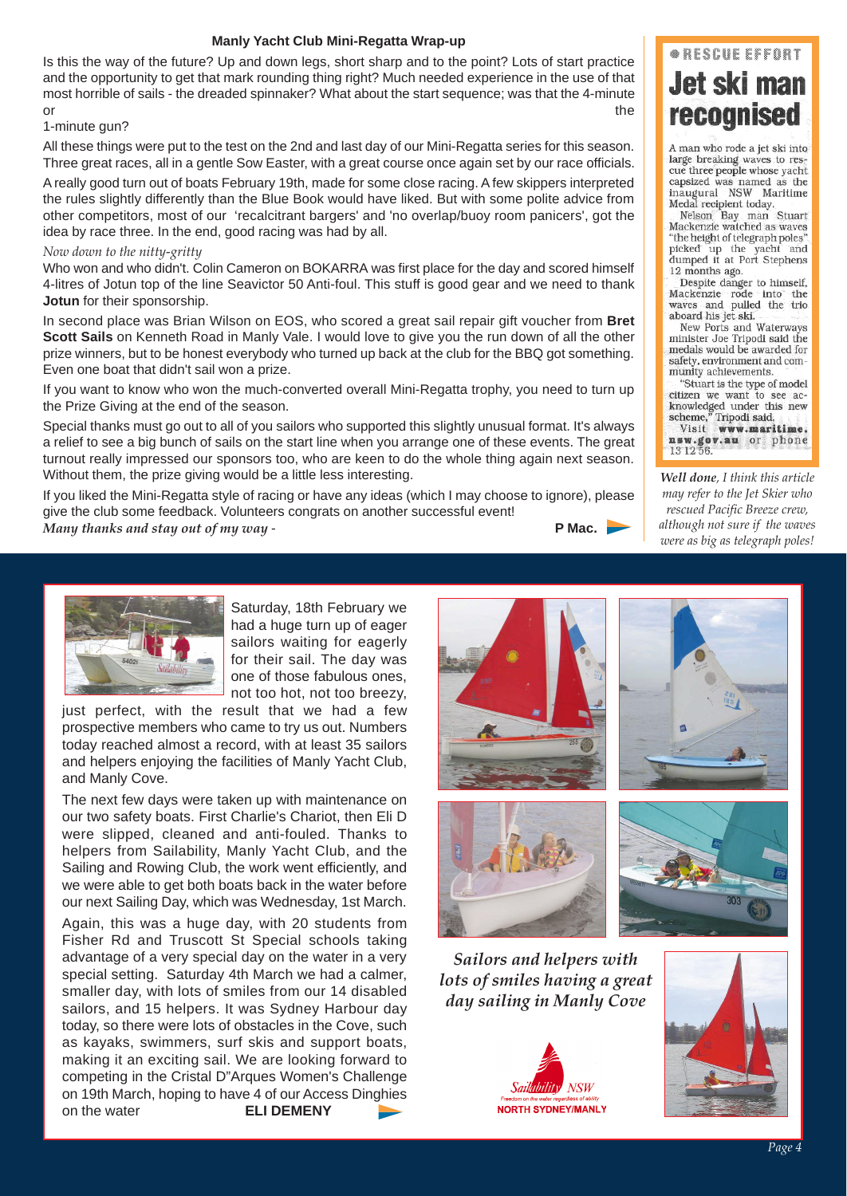## Manly Yacht Club Mini-Regatta Wrap-up

Is this the way of the future? Up and down legs, short sharp and to the point? Lots of start practice and the opportunity to get that mark rounding thing right? Much needed experience in the use of that most horrible of sails - the dreaded spinnaker? What about the start sequence; was that the 4-minute or the 1-minute gun?

All these things were put to the test on the 2nd and last day of our Mini-Regatta series for this season. Three great races, all in a gentle Sow Easter, with a great course once again set by our race officials.

A really good turn out of boats February 19th, made for some close racing. A few skippers interpreted the rules slightly differently than the Blue Book would have liked. But with some polite advice from other competitors, most of our 'recalcitrant bargers' and 'no overlap/buoy room panicers', got the idea by race three. In the end, good racing was had by all.

*Now down to the nitty-gritty*

Who won and who didn't. Colin Cameron on BOKARRA was first place for the day and scored himself 4-litres of Jotun top of the line Seavictor 50 Anti-foul. This stuff is good gear and we need to thank **Jotun** for their sponsorship.

In second place was Brian Wilson on EOS, who scored a great sail repair gift voucher from **Bret Scott Sails** on Kenneth Road in Manly Vale. I would love to give you the run down of all the other prize winners, but to be honest everybody who turned up back at the club for the BBQ got something. Even one boat that didn't sail won a prize.

If you want to know who won the much-converted overall Mini-Regatta trophy, you need to turn up the Prize Giving at the end of the season.

Special thanks must go out to all of you sailors who supported this slightly unusual format. It's always a relief to see a big bunch of sails on the start line when you arrange one of these events. The great turnout really impressed our sponsors too, who are keen to do the whole thing again next season. Without them, the prize giving would be a little less interesting.

If you liked the Mini-Regatta style of racing or have any ideas (which I may choose to ignore), please give the club some feedback. Volunteers congrats on another successful event!

*Many thanks and stay out of my way* - **P Mac.**

---

RESCUE EFFORT

## Jet ski man recognised

A man who rode a jet ski into large breaking waves to rescue three people whose yacht capsized was named as the inaugural NSW Maritime Medal recipient today.

Nelson Bay man Stuart Mackenzie watched as waves "the height of telegraph poles" picked up the yacht and dumped it at Port Stephens 12 months ago.

Despite danger to himself, Mackenzie rode into the waves and pulled the trio aboard his jet ski.

New Ports and Waterways minister Joe Tripodi said the medals would be awarded for safety, environment and community achievements.

"Stuart is the type of model citizen we want to see acknowledged under this new scheme," Tripodi said.

Visit **www.maritime.nsw.gov.au** or phone 13 12 56.

***Well done**, I think this article may refer to the Jet Skier who rescued Pacific Breeze crew, although not sure if the waves were as big as telegraph poles!*

---

Saturday, 18th February we had a huge turn up of eager sailors waiting for eagerly for their sail. The day was one of those fabulous ones, not too hot, not too breezy, just perfect, with the result that we had a few prospective members who came to try us out. Numbers today reached almost a record, with at least 35 sailors and helpers enjoying the facilities of Manly Yacht Club, and Manly Cove.

The next few days were taken up with maintenance on our two safety boats. First Charlie's Chariot, then Eli D were slipped, cleaned and anti-fouled. Thanks to helpers from Sailability, Manly Yacht Club, and the Sailing and Rowing Club, the work went efficiently, and we were able to get both boats back in the water before our next Sailing Day, which was Wednesday, 1st March.

Again, this was a huge day, with 20 students from Fisher Rd and Truscott St Special schools taking advantage of a very special day on the water in a very special setting. Saturday 4th March we had a calmer, smaller day, with lots of smiles from our 14 disabled sailors, and 15 helpers. It was Sydney Harbour day today, so there were lots of obstacles in the Cove, such as kayaks, swimmers, surf skis and support boats, making it an exciting sail. We are looking forward to competing in the Cristal D"Arques Women's Challenge on 19th March, hoping to have 4 of our Access Dinghies on the water **ELI DEMENY**

*Sailors and helpers with lots of smiles having a great day sailing in Manly Cove*

Sailability NSW
Freedom on the water regardless of ability
NORTH SYDNEY/MANLY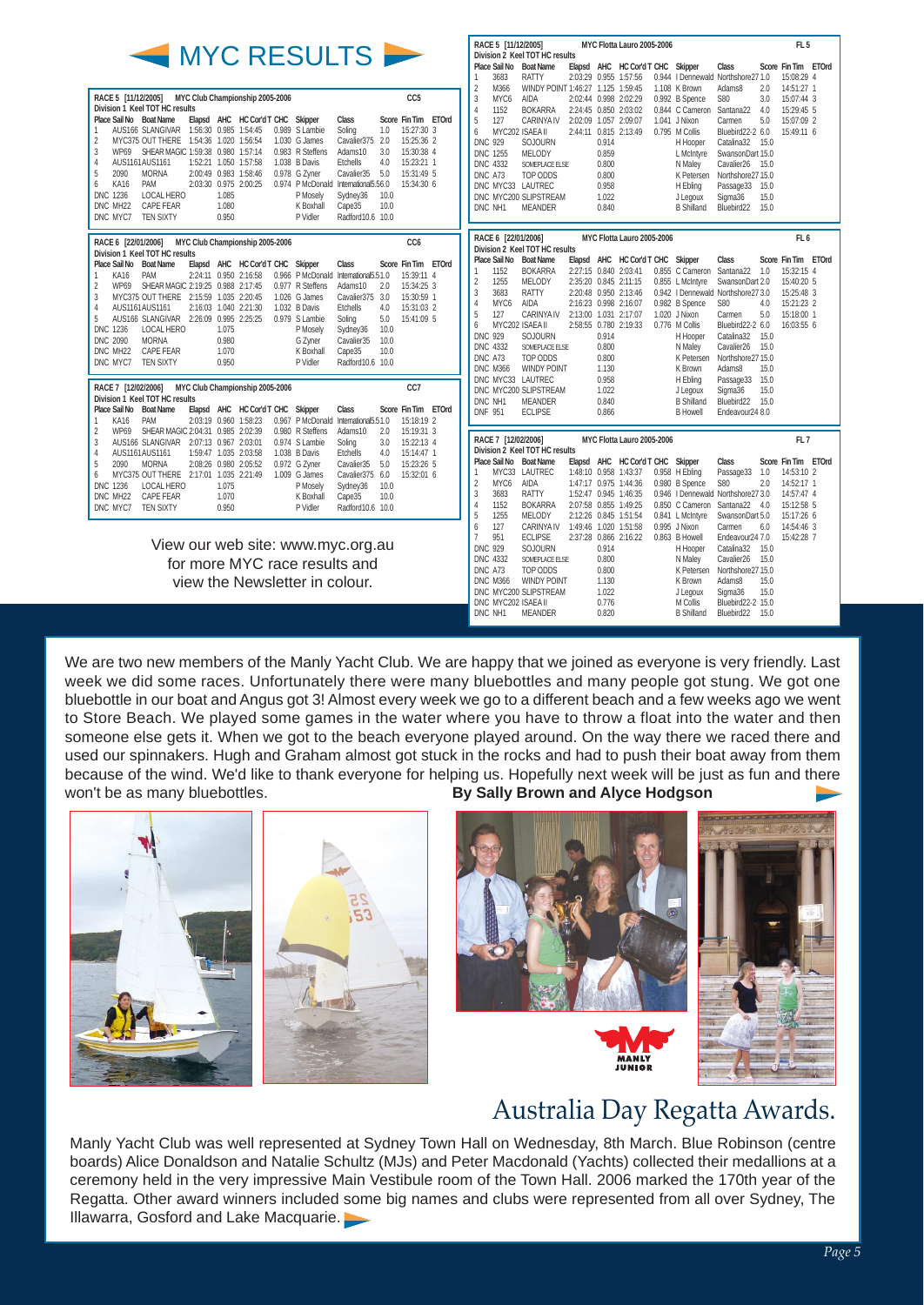# MYC RESULTS

**RACE 5 [11/12/2005] MYC Club Championship 2005-2006 — CC5**
**Division 1 Keel TOT HC results**

| Place | Sail No | Boat Name | Elapsd | AHC | HC Cor'd T | CHC | Skipper | Class | Score | Fin Tim | ETOrd |
|---|---|---|---|---|---|---|---|---|---|---|---|
| 1 | AUS166 | SLANGIVAR | 1:56:30 | 0.985 | 1:54:45 | 0.989 | S Lambie | Soling | 1.0 | 15:27:30 | 3 |
| 2 | MYC375 | OUT THERE | 1:54:36 | 1.020 | 1:56:54 | 1.030 | G James | Cavalier375 | 2.0 | 15:25:36 | 2 |
| 3 | WP69 | SHEAR MAGIC | 1:59:38 | 0.980 | 1:57:14 | 0.983 | R Steffens | Adams10 | 3.0 | 15:30:38 | 4 |
| 4 | AUS1161 | AUS1161 | 1:52:21 | 1.050 | 1:57:58 | 1.038 | B Davis | Etchells | 4.0 | 15:23:21 | 1 |
| 5 | 2090 | MORNA | 2:00:49 | 0.983 | 1:58:46 | 0.978 | G Zyner | Cavalier35 | 5.0 | 15:31:49 | 5 |
| 6 | KA16 | PAM | 2:03:30 | 0.975 | 2:00:25 | 0.974 | P McDonald | International5.5 | 6.0 | 15:34:30 | 6 |
| DNC | 1236 | LOCAL HERO | | 1.085 | | | P Mosely | Sydney36 | 10.0 | | |
| DNC | MH22 | CAPE FEAR | | 1.080 | | | K Boxhall | Cape35 | 10.0 | | |
| DNC | MYC7 | TEN SIXTY | | 0.950 | | | P Vidler | Radford10.6 | 10.0 | | |

**RACE 6 [22/01/2006] MYC Club Championship 2005-2006 — CC6**
**Division 1 Keel TOT HC results**

| Place | Sail No | Boat Name | Elapsd | AHC | HC Cor'd T | CHC | Skipper | Class | Score | Fin Tim | ETOrd |
|---|---|---|---|---|---|---|---|---|---|---|---|
| 1 | KA16 | PAM | 2:24:11 | 0.950 | 2:16:58 | 0.966 | P McDonald | International5.5 | 1.0 | 15:39:11 | 4 |
| 2 | WP69 | SHEAR MAGIC | 2:19:25 | 0.988 | 2:17:45 | 0.977 | R Steffens | Adams10 | 2.0 | 15:34:25 | 3 |
| 3 | MYC375 | OUT THERE | 2:15:59 | 1.035 | 2:20:45 | 1.026 | G James | Cavalier375 | 3.0 | 15:30:59 | 1 |
| 4 | AUS1161 | AUS1161 | 2:16:03 | 1.040 | 2:21:30 | 1.032 | B Davis | Etchells | 4.0 | 15:31:03 | 2 |
| 5 | AUS166 | SLANGIVAR | 2:26:09 | 0.995 | 2:25:25 | 0.979 | S Lambie | Soling | 5.0 | 15:41:09 | 5 |
| DNC | 1236 | LOCAL HERO | | 1.075 | | | P Mosely | Sydney36 | 10.0 | | |
| DNC | 2090 | MORNA | | 0.980 | | | G Zyner | Cavalier35 | 10.0 | | |
| DNC | MH22 | CAPE FEAR | | 1.070 | | | K Boxhall | Cape35 | 10.0 | | |
| DNC | MYC7 | TEN SIXTY | | 0.950 | | | P Vidler | Radford10.6 | 10.0 | | |

**RACE 7 [12/02/2006] MYC Club Championship 2005-2006 — CC7**
**Division 1 Keel TOT HC results**

| Place | Sail No | Boat Name | Elapsd | AHC | HC Cor'd T | CHC | Skipper | Class | Score | Fin Tim | ETOrd |
|---|---|---|---|---|---|---|---|---|---|---|---|
| 1 | KA16 | PAM | 2:03:19 | 0.960 | 1:58:23 | 0.967 | P McDonald | International5.5 | 1.0 | 15:18:19 | 2 |
| 2 | WP69 | SHEAR MAGIC | 2:04:31 | 0.985 | 2:02:39 | 0.980 | R Steffens | Adams10 | 2.0 | 15:19:31 | 3 |
| 3 | AUS166 | SLANGIVAR | 2:07:13 | 0.967 | 2:03:01 | 0.974 | S Lambie | Soling | 3.0 | 15:22:13 | 4 |
| 4 | AUS1161 | AUS1161 | 1:59:47 | 1.035 | 2:03:58 | 1.038 | B Davis | Etchells | 4.0 | 15:14:47 | 1 |
| 5 | 2090 | MORNA | 2:08:26 | 0.980 | 2:05:52 | 0.972 | G Zyner | Cavalier35 | 5.0 | 15:23:26 | 5 |
| 6 | MYC375 | OUT THERE | 2:17:01 | 1.035 | 2:21:49 | 1.009 | G James | Cavalier375 | 6.0 | 15:32:01 | 6 |
| DNC | 1236 | LOCAL HERO | | 1.075 | | | P Mosely | Sydney36 | 10.0 | | |
| DNC | MH22 | CAPE FEAR | | 1.070 | | | K Boxhall | Cape35 | 10.0 | | |
| DNC | MYC7 | TEN SIXTY | | 0.950 | | | P Vidler | Radford10.6 | 10.0 | | |

View our web site: www.myc.org.au for more MYC race results and view the Newsletter in colour.

**RACE 5 [11/12/2005] MYC Flotta Lauro 2005-2006 — FL 5**
**Division 2 Keel TOT HC results**

| Place | Sail No | Boat Name | Elapsd | AHC | HC Cor'd T | CHC | Skipper | Class | Score | Fin Tim | ETOrd |
|---|---|---|---|---|---|---|---|---|---|---|---|
| 1 | 3683 | RATTY | 2:03:29 | 0.955 | 1:57:56 | 0.944 | I Dennewald | Northshore27 | 1.0 | 15:08:29 | 4 |
| 2 | M366 | WINDY POINT | 1:46:27 | 1.125 | 1:59:45 | 1.108 | K Brown | Adams8 | 2.0 | 14:51:27 | 1 |
| 3 | MYC6 | AIDA | 2:02:44 | 0.998 | 2:02:29 | 0.992 | B Spence | S80 | 3.0 | 15:07:44 | 3 |
| 4 | 1152 | BOKARRA | 2:24:45 | 0.850 | 2:03:02 | 0.844 | C Cameron | Santana22 | 4.0 | 15:29:45 | 5 |
| 5 | 127 | CARINYA IV | 2:02:09 | 1.057 | 2:09:07 | 1.041 | J Nixon | Carmen | 5.0 | 15:07:09 | 2 |
| 6 | MYC202 | ISAEA II | 2:44:11 | 0.815 | 2:13:49 | 0.795 | M Collis | Bluebird22-2 | 6.0 | 15:49:11 | 6 |
| DNC | 929 | SOJOURN | | 0.914 | | | H Hooper | Catalina32 | 15.0 | | |
| DNC | 1255 | MELODY | | 0.859 | | | L McIntyre | SwansonDart | 15.0 | | |
| DNC | 4332 | SOMEPLACE ELSE | | 0.800 | | | N Maley | Cavalier26 | 15.0 | | |
| DNC | A73 | TOP ODDS | | 0.800 | | | K Petersen | Northshore27 | 15.0 | | |
| DNC | MYC33 | LAUTREC | | 0.958 | | | H Ebling | Passage33 | 15.0 | | |
| DNC | MYC200 | SLIPSTREAM | | 1.022 | | | J Legoux | Sigma36 | 15.0 | | |
| DNC | NH1 | MEANDER | | 0.840 | | | B Shilland | Bluebird22 | 15.0 | | |

**RACE 6 [22/01/2006] MYC Flotta Lauro 2005-2006 — FL 6**
**Division 2 Keel TOT HC results**

| Place | Sail No | Boat Name | Elapsd | AHC | HC Cor'd T | CHC | Skipper | Class | Score | Fin Tim | ETOrd |
|---|---|---|---|---|---|---|---|---|---|---|---|
| 1 | 1152 | BOKARRA | 2:27:15 | 0.840 | 2:03:41 | 0.855 | C Cameron | Santana22 | 1.0 | 15:32:15 | 4 |
| 2 | 1255 | MELODY | 2:35:20 | 0.845 | 2:11:15 | 0.855 | L McIntyre | SwansonDart | 2.0 | 15:40:20 | 5 |
| 3 | 3683 | RATTY | 2:20:48 | 0.950 | 2:13:46 | 0.942 | I Dennewald | Northshore27 | 3.0 | 15:25:48 | 3 |
| 4 | MYC6 | AIDA | 2:16:23 | 0.998 | 2:16:07 | 0.982 | B Spence | S80 | 4.0 | 15:21:23 | 2 |
| 5 | 127 | CARINYA IV | 2:13:00 | 1.031 | 2:17:07 | 1.020 | J Nixon | Carmen | 5.0 | 15:18:00 | 1 |
| 6 | MYC202 | ISAEA II | 2:58:55 | 0.780 | 2:19:33 | 0.776 | M Collis | Bluebird22-2 | 6.0 | 16:03:55 | 6 |
| DNC | 929 | SOJOURN | | 0.914 | | | H Hooper | Catalina32 | 15.0 | | |
| DNC | 4332 | SOMEPLACE ELSE | | 0.800 | | | N Maley | Cavalier26 | 15.0 | | |
| DNC | A73 | TOP ODDS | | 0.800 | | | K Petersen | Northshore27 | 15.0 | | |
| DNC | M366 | WINDY POINT | | 1.130 | | | K Brown | Adams8 | 15.0 | | |
| DNC | MYC33 | LAUTREC | | 0.958 | | | H Ebling | Passage33 | 15.0 | | |
| DNC | MYC200 | SLIPSTREAM | | 1.022 | | | J Legoux | Sigma36 | 15.0 | | |
| DNC | NH1 | MEANDER | | 0.840 | | | B Shilland | Bluebird22 | 15.0 | | |
| DNF | 951 | ECLIPSE | | 0.866 | | | B Howell | Endeavour24 | 8.0 | | |

**RACE 7 [12/02/2006] MYC Flotta Lauro 2005-2006 — FL 7**
**Division 2 Keel TOT HC results**

| Place | Sail No | Boat Name | Elapsd | AHC | HC Cor'd T | CHC | Skipper | Class | Score | Fin Tim | ETOrd |
|---|---|---|---|---|---|---|---|---|---|---|---|
| 1 | MYC33 | LAUTREC | 1:48:10 | 0.958 | 1:43:37 | 0.958 | H Ebling | Passage33 | 1.0 | 14:53:10 | 2 |
| 2 | MYC6 | AIDA | 1:47:17 | 0.975 | 1:44:36 | 0.980 | B Spence | S80 | 2.0 | 14:52:17 | 1 |
| 3 | 3683 | RATTY | 1:52:47 | 0.945 | 1:46:35 | 0.946 | I Dennewald | Northshore27 | 3.0 | 14:57:47 | 4 |
| 4 | 1152 | BOKARRA | 2:07:58 | 0.855 | 1:49:25 | 0.850 | C Cameron | Santana22 | 4.0 | 15:12:58 | 5 |
| 5 | 1255 | MELODY | 2:12:26 | 0.845 | 1:51:54 | 0.841 | L McIntyre | SwansonDart | 5.0 | 15:17:26 | 6 |
| 6 | 127 | CARINYA IV | 1:49:46 | 1.020 | 1:51:58 | 0.995 | J Nixon | Carmen | 6.0 | 14:54:46 | 3 |
| 7 | 951 | ECLIPSE | 2:37:28 | 0.866 | 2:16:22 | 0.863 | B Howell | Endeavour24 | 7.0 | 15:42:28 | 7 |
| DNC | 929 | SOJOURN | | 0.914 | | | H Hooper | Catalina32 | 15.0 | | |
| DNC | 4332 | SOMEPLACE ELSE | | 0.800 | | | N Maley | Cavalier26 | 15.0 | | |
| DNC | A73 | TOP ODDS | | 0.800 | | | K Petersen | Northshore27 | 15.0 | | |
| DNC | M366 | WINDY POINT | | 1.130 | | | K Brown | Adams8 | 15.0 | | |
| DNC | MYC200 | SLIPSTREAM | | 1.022 | | | J Legoux | Sigma36 | 15.0 | | |
| DNC | MYC202 | ISAEA II | | 0.776 | | | M Collis | Bluebird22-2 | 15.0 | | |
| DNC | NH1 | MEANDER | | 0.820 | | | B Shilland | Bluebird22 | 15.0 | | |

We are two new members of the Manly Yacht Club. We are happy that we joined as everyone is very friendly. Last week we did some races. Unfortunately there were many bluebottles and many people got stung. We got one bluebottle in our boat and Angus got 3! Almost every week we go to a different beach and a few weeks ago we went to Store Beach. We played some games in the water where you have to throw a float into the water and then someone else gets it. When we got to the beach everyone played around. On the way there we raced there and used our spinnakers. Hugh and Graham almost got stuck in the rocks and had to push their boat away from them because of the wind. We'd like to thank everyone for helping us. Hopefully next week will be just as fun and there won't be as many bluebottles.

**By Sally Brown and Alyce Hodgson**

## Australia Day Regatta Awards.

Manly Yacht Club was well represented at Sydney Town Hall on Wednesday, 8th March. Blue Robinson (centre boards) Alice Donaldson and Natalie Schultz (MJs) and Peter Macdonald (Yachts) collected their medallions at a ceremony held in the very impressive Main Vestibule room of the Town Hall. 2006 marked the 170th year of the Regatta. Other award winners included some big names and clubs were represented from all over Sydney, The Illawarra, Gosford and Lake Macquarie.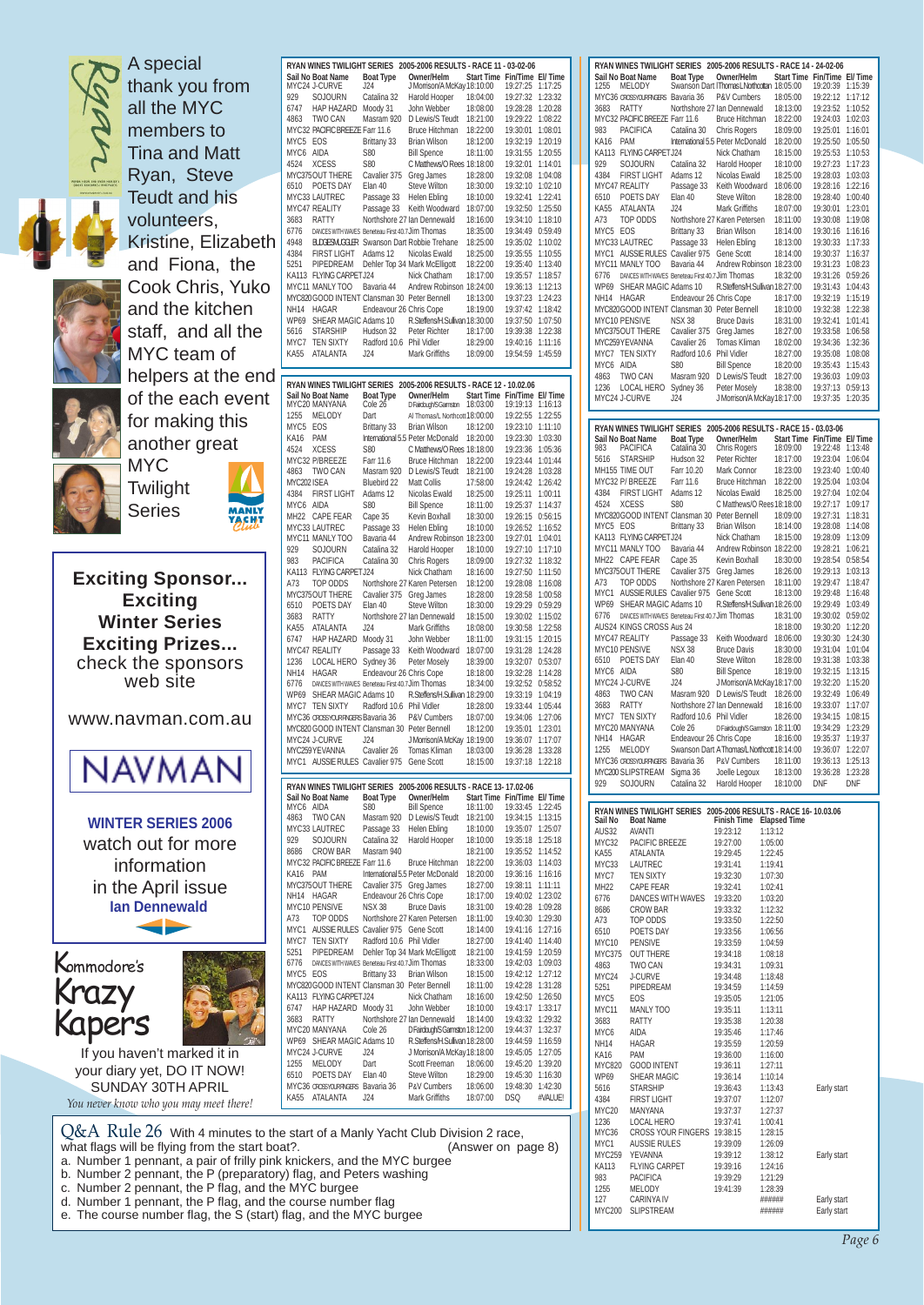A special thank you from all the MYC members to Tina and Matt Ryan, Steve Teudt and his volunteers, Kristine, Elizabeth and Fiona, the Cook Chris, Yuko and the kitchen staff, and all the MYC team of helpers at the end of the each event for making this another great MYC Twilight Series

**Exciting Sponsor... Exciting Winter Series Exciting Prizes...** check the sponsors web site

www.navman.com.au

NAVMAN

**WINTER SERIES 2006**
watch out for more information in the April issue
**Ian Dennewald**

## Kommodore's Krazy Kapers

If you haven't marked it in your diary yet, DO IT NOW!
SUNDAY 30TH APRIL
*You never know who you may meet there!*

**RYAN WINES TWILIGHT SERIES 2005-2006 RESULTS - RACE 11 - 03-02-06**

| Sail No | Boat Name | Boat Type | Owner/Helm | Start Time | Fin/Time | El/ Time |
|---|---|---|---|---|---|---|
| MYC24 | J-CURVE | J24 | J Morrison/A McKay | 18:10:00 | 19:27:25 | 1:17:25 |
| 929 | SOJOURN | Catalina 32 | Harold Hooper | 18:04:00 | 19:27:32 | 1:23:32 |
| 6747 | HAP HAZARD | Moody 31 | John Webber | 18:08:00 | 19:28:28 | 1:20:28 |
| 4863 | TWO CAN | Masram 920 | D Lewis/S Teudt | 18:21:00 | 19:29:22 | 1:08:22 |
| MYC32 | PACIFIC BREEZE | Farr 11.6 | Bruce Hitchman | 18:22:00 | 19:30:01 | 1:08:01 |
| MYC5 | EOS | Brittany 33 | Brian Wilson | 18:12:00 | 19:32:19 | 1:20:19 |
| MYC6 | AIDA | S80 | Bill Spence | 18:11:00 | 19:31:55 | 1:20:55 |
| 4524 | XCESS | S80 | C Matthews/O Rees | 18:18:00 | 19:32:01 | 1:14:01 |
| MYC375 | OUT THERE | Cavalier 375 | Greg James | 18:28:00 | 19:32:08 | 1:04:08 |
| 6510 | POETS DAY | Elan 40 | Steve Wilton | 18:30:00 | 19:32:10 | 1:02:10 |
| MYC33 | LAUTREC | Passage 33 | Helen Ebling | 18:10:00 | 19:32:41 | 1:22:41 |
| MYC47 | REALITY | Passage 33 | Keith Woodward | 18:07:00 | 19:32:50 | 1:25:50 |
| 3683 | RATTY | Northshore 27 | Ian Dennewald | 18:16:00 | 19:34:10 | 1:18:10 |
| 6776 | DANCES WITH WAVES | Beneteau First 40.7 | Jim Thomas | 18:35:00 | 19:34:49 | 0:59:49 |
| 4948 | BLOGESMLGGLER | Swanson Dart | Robbie Trehane | 18:25:00 | 19:35:02 | 1:10:02 |
| 4384 | FIRST LIGHT | Adams 12 | Nicolas Ewald | 18:25:00 | 19:35:55 | 1:10:55 |
| 5251 | PIPEDREAM | Dehler Top 34 | Mark McElligott | 18:22:00 | 19:35:40 | 1:13:40 |
| KA113 | FLYING CARPET | J24 | Nick Chatham | 18:17:00 | 19:35:57 | 1:18:57 |
| MYC11 | MANLY TOO | Bavaria 44 | Andrew Robinson | 18:24:00 | 19:36:13 | 1:12:13 |
| MYC820 | GOOD INTENT | Clansman 30 | Peter Bennell | 18:13:00 | 19:37:23 | 1:24:23 |
| NH14 | HAGAR | Endeavour 26 | Chris Cope | 18:19:00 | 19:37:42 | 1:18:42 |
| WP69 | SHEAR MAGIC | Adams 10 | R.Steffens/H.Sullivan | 18:30:00 | 19:37:50 | 1:07:50 |
| 5616 | STARSHIP | Hudson 32 | Peter Richter | 18:17:00 | 19:39:38 | 1:22:38 |
| MYC7 | TEN SIXTY | Radford 10.6 | Phil Vidler | 18:29:00 | 19:40:16 | 1:11:16 |
| KA55 | ATALANTA | J24 | Mark Griffiths | 18:09:00 | 19:54:59 | 1:45:59 |

**RYAN WINES TWILIGHT SERIES 2005-2006 RESULTS - RACE 12 - 10.02.06**

| Sail No | Boat Name | Boat Type | Owner/Helm | Start Time | Fin/Time | El/ Time |
|---|---|---|---|---|---|---|
| MYC20 | MANYANA | Cole 26 | D Fairclough/S Garnston | 18:03:00 | 19:19:13 | 1:16:13 |
| 1255 | MELODY | Dart | Al Thomas/L Northcott | 18:00:00 | 19:22:55 | 1:22:55 |
| MYC5 | EOS | Brittany 33 | Brian Wilson | 18:12:00 | 19:23:10 | 1:11:10 |
| KA16 | PAM | International 5.5 | Peter McDonald | 18:20:00 | 19:23:30 | 1:03:30 |
| 4524 | XCESS | S80 | C Matthews/O Rees | 18:18:00 | 19:23:36 | 1:05:36 |
| MYC32 | P/BREEZE | Farr 11.6 | Bruce Hitchman | 18:22:00 | 19:23:44 | 1:01:44 |
| 4863 | TWO CAN | Masram 920 | D Lewis/S Teudt | 18:21:00 | 19:24:28 | 1:03:28 |
| MYC202 | ISEA | Bluebird 22 | Matt Collis | 17:58:00 | 19:24:42 | 1:26:42 |
| 4384 | FIRST LIGHT | Adams 12 | Nicolas Ewald | 18:25:00 | 19:25:11 | 1:00:11 |
| MYC6 | AIDA | S80 | Bill Spence | 18:11:00 | 19:25:37 | 1:14:37 |
| MH22 | CAPE FEAR | Cape 35 | Kevin Boxhall | 18:30:00 | 19:26:15 | 0:56:15 |
| MYC33 | LAUTREC | Passage 33 | Helen Ebling | 18:10:00 | 19:26:52 | 1:16:52 |
| MYC11 | MANLY TOO | Bavaria 44 | Andrew Robinson | 18:23:00 | 19:27:01 | 1:04:01 |
| 929 | SOJOURN | Catalina 32 | Harold Hooper | 18:10:00 | 19:27:10 | 1:17:10 |
| 983 | PACIFICA | Catalina 30 | Chris Rogers | 18:09:00 | 19:27:32 | 1:18:32 |
| KA113 | FLYING CARPET | J24 | Nick Chatham | 18:16:00 | 19:27:50 | 1:11:50 |
| A73 | TOP ODDS | Northshore 27 | Karen Petersen | 18:12:00 | 19:28:08 | 1:16:08 |
| MYC375 | OUT THERE | Cavalier 375 | Greg James | 18:28:00 | 19:28:58 | 1:00:58 |
| 6510 | POETS DAY | Elan 40 | Steve Wilton | 18:30:00 | 19:29:29 | 0:59:29 |
| 3683 | RATTY | Northshore 27 | Ian Dennewald | 18:15:00 | 19:30:02 | 1:15:02 |
| KA55 | ATALANTA | J24 | Mark Griffiths | 18:08:00 | 19:30:58 | 1:22:58 |
| 6747 | HAP HAZARD | Moody 31 | John Webber | 18:11:00 | 19:31:15 | 1:20:15 |
| MYC47 | REALITY | Passage 33 | Keith Woodward | 18:07:00 | 19:31:28 | 1:24:28 |
| 1236 | LOCAL HERO | Sydney 36 | Peter Mosely | 18:39:00 | 19:32:07 | 0:53:07 |
| NH14 | HAGAR | Endeavour 26 | Chris Cope | 18:18:00 | 19:32:28 | 1:14:28 |
| 6776 | DANCES WITH WAVES | Beneteau First 40.7 | Jim Thomas | 18:34:00 | 19:32:52 | 0:58:52 |
| WP69 | SHEAR MAGIC | Adams 10 | R.Steffens/H.Sullivan | 18:29:00 | 19:33:19 | 1:04:19 |
| MYC7 | TEN SIXTY | Radford 10.6 | Phil Vidler | 18:28:00 | 19:33:44 | 1:05:44 |
| MYC36 | CROSSYOURFINGERS | Bavaria 36 | P&V Cumbers | 18:07:00 | 19:34:06 | 1:27:06 |
| MYC820 | GOOD INTENT | Clansman 30 | Peter Bennell | 18:12:00 | 19:35:01 | 1:23:01 |
| MYC24 | J-CURVE | J24 | J Morrison/A McKay | 18:19:00 | 19:36:07 | 1:17:07 |
| MYC259 | YEVANNA | Cavalier 26 | Tomas Kliman | 18:03:00 | 19:36:28 | 1:33:28 |
| MYC1 | AUSSIE RULES | Cavalier 975 | Gene Scott | 18:15:00 | 19:37:18 | 1:22:18 |

**RYAN WINES TWILIGHT SERIES 2005-2006 RESULTS - RACE 13- 17.02.06**

| Sail No | Boat Name | Boat Type | Owner/Helm | Start Time | Fin/Time | El/ Time |
|---|---|---|---|---|---|---|
| MYC6 | AIDA | S80 | Bill Spence | 18:11:00 | 19:33:45 | 1:22:45 |
| 4863 | TWO CAN | Masram 920 | D Lewis/S Teudt | 18:21:00 | 19:34:15 | 1:13:15 |
| MYC33 | LAUTREC | Passage 33 | Helen Ebling | 18:10:00 | 19:35:07 | 1:25:07 |
| 929 | SOJOURN | Catalina 32 | Harold Hooper | 18:10:00 | 19:35:18 | 1:25:18 |
| 8686 | CROW BAR | Masram 940 | | 18:21:00 | 19:35:52 | 1:14:52 |
| MYC32 | PACIFIC BREEZE | Farr 11.6 | Bruce Hitchman | 18:22:00 | 19:36:03 | 1:14:03 |
| KA16 | PAM | International 5.5 | Peter McDonald | 18:20:00 | 19:36:16 | 1:16:16 |
| MYC375 | OUT THERE | Cavalier 375 | Greg James | 18:27:00 | 19:38:11 | 1:11:11 |
| NH14 | HAGAR | Endeavour 26 | Chris Cope | 18:17:00 | 19:40:02 | 1:23:02 |
| MYC10 | PENSIVE | NSX 38 | Bruce Davis | 18:31:00 | 19:40:28 | 1:09:28 |
| A73 | TOP ODDS | Northshore 27 | Karen Petersen | 18:11:00 | 19:40:30 | 1:29:30 |
| MYC1 | AUSSIE RULES | Cavalier 975 | Gene Scott | 18:14:00 | 19:41:16 | 1:27:16 |
| MYC7 | TEN SIXTY | Radford 10.6 | Phil Vidler | 18:27:00 | 19:41:40 | 1:14:40 |
| 5251 | PIPEDREAM | Dehler Top 34 | Mark McElligott | 18:21:00 | 19:41:59 | 1:20:59 |
| 6776 | DANCES WITH WAVES | Beneteau First 40.7 | Jim Thomas | 18:33:00 | 19:42:03 | 1:09:03 |
| MYC5 | EOS | Brittany 33 | Brian Wilson | 18:15:00 | 19:42:12 | 1:27:12 |
| MYC820 | GOOD INTENT | Clansman 30 | Peter Bennell | 18:11:00 | 19:42:28 | 1:31:28 |
| KA113 | FLYING CARPET | J24 | Nick Chatham | 18:16:00 | 19:42:50 | 1:26:50 |
| 6747 | HAP HAZARD | Moody 31 | John Webber | 18:10:00 | 19:43:17 | 1:33:17 |
| 3683 | RATTY | Northshore 27 | Ian Dennewald | 18:14:00 | 19:43:32 | 1:29:32 |
| MYC20 | MANYANA | Cole 26 | D Fairclough/S Garnston | 18:12:00 | 19:44:37 | 1:32:37 |
| WP69 | SHEAR MAGIC | Adams 10 | R.Steffens/H.Sullivan | 18:28:00 | 19:44:59 | 1:16:59 |
| MYC24 | J-CURVE | J24 | J Morrison/A McKay | 18:18:00 | 19:45:05 | 1:27:05 |
| 1255 | MELODY | Dart | Scott Freeman | 18:06:00 | 19:45:20 | 1:39:20 |
| 6510 | POETS DAY | Elan 40 | Steve Wilton | 18:29:00 | 19:45:30 | 1:16:30 |
| MYC36 | CROSSYOURFINGERS | Bavaria 36 | P&V Cumbers | 18:06:00 | 19:48:30 | 1:42:30 |
| KA55 | ATALANTA | J24 | Mark Griffiths | 18:07:00 | DSQ | #VALUE! |

**RYAN WINES TWILIGHT SERIES 2005-2006 RESULTS - RACE 14 - 24-02-06**

| Sail No | Boat Name | Boat Type | Owner/Helm | Start Time | Fin/Time | El/ Time |
|---|---|---|---|---|---|---|
| 1255 | MELODY | Swanson Dart | Thomas/L.Northcott | 18:05:00 | 19:20:39 | 1:15:39 |
| MYC36 | CROSSYOURFINGERS | Bavaria 36 | P&V Cumbers | 18:05:00 | 19:22:12 | 1:17:12 |
| 3683 | RATTY | Northshore 27 | Ian Dennewald | 18:13:00 | 19:23:52 | 1:10:52 |
| MYC32 | PACIFIC BREEZE | Farr 11.6 | Bruce Hitchman | 18:22:00 | 19:24:03 | 1:02:03 |
| 983 | PACIFICA | Catalina 30 | Chris Rogers | 18:09:00 | 19:25:01 | 1:16:01 |
| KA16 | PAM | International 5.5 | Peter McDonald | 18:20:00 | 19:25:50 | 1:05:50 |
| KA113 | FLYING CARPET | J24 | Nick Chatham | 18:15:00 | 19:25:53 | 1:10:53 |
| 929 | SOJOURN | Catalina 32 | Harold Hooper | 18:10:00 | 19:27:23 | 1:17:23 |
| 4384 | FIRST LIGHT | Adams 12 | Nicolas Ewald | 18:25:00 | 19:28:03 | 1:03:03 |
| MYC47 | REALITY | Passage 33 | Keith Woodward | 18:06:00 | 19:28:16 | 1:22:16 |
| 6510 | POETS DAY | Elan 40 | Steve Wilton | 18:28:00 | 19:28:40 | 1:00:40 |
| KA55 | ATALANTA | J24 | Mark Griffiths | 18:07:00 | 19:30:01 | 1:23:01 |
| A73 | TOP ODDS | Northshore 27 | Karen Petersen | 18:11:00 | 19:30:08 | 1:19:08 |
| MYC5 | EOS | Brittany 33 | Brian Wilson | 18:14:00 | 19:30:16 | 1:16:16 |
| MYC33 | LAUTREC | Passage 33 | Helen Ebling | 18:13:00 | 19:30:33 | 1:17:33 |
| MYC1 | AUSSIE RULES | Cavalier 975 | Gene Scott | 18:14:00 | 19:30:37 | 1:16:37 |
| MYC11 | MANLY TOO | Bavaria 44 | Andrew Robinson | 18:23:00 | 19:31:23 | 1:08:23 |
| 6776 | DANCES WITH WAVES | Beneteau First 40.7 | Jim Thomas | 18:32:00 | 19:31:26 | 0:59:26 |
| WP69 | SHEAR MAGIC | Adams 10 | R.Steffens/H.Sullivan | 18:27:00 | 19:31:43 | 1:04:43 |
| NH14 | HAGAR | Endeavour 26 | Chris Cope | 18:17:00 | 19:32:19 | 1:15:19 |
| MYC820 | GOOD INTENT | Clansman 30 | Peter Bennell | 18:10:00 | 19:32:38 | 1:22:38 |
| MYC10 | PENSIVE | NSX 38 | Bruce Davis | 18:31:00 | 19:32:41 | 1:01:41 |
| MYC375 | OUT THERE | Cavalier 375 | Greg James | 18:27:00 | 19:33:58 | 1:06:58 |
| MYC259 | YEVANNA | Cavalier 26 | Tomas Kliman | 18:02:00 | 19:34:36 | 1:32:36 |
| MYC7 | TEN SIXTY | Radford 10.6 | Phil Vidler | 18:27:00 | 19:35:08 | 1:08:08 |
| MYC6 | AIDA | S80 | Bill Spence | 18:20:00 | 19:35:43 | 1:15:43 |
| 4863 | TWO CAN | Masram 920 | D Lewis/S Teudt | 18:27:00 | 19:36:03 | 1:09:03 |
| 1236 | LOCAL HERO | Sydney 36 | Peter Mosely | 18:38:00 | 19:37:13 | 0:59:13 |
| MYC24 | J-CURVE | J24 | J Morrison/A McKay | 18:17:00 | 19:37:35 | 1:20:35 |

**RYAN WINES TWILIGHT SERIES 2005-2006 RESULTS - RACE 15 - 03-03-06**

| Sail No | Boat Name | Boat Type | Owner/Helm | Start Time | Fin/Time | El/ Time |
|---|---|---|---|---|---|---|
| 983 | PACIFICA | Catalina 30 | Chris Rogers | 18:09:00 | 19:22:48 | 1:13:48 |
| 5616 | STARSHIP | Hudson 32 | Peter Richter | 18:17:00 | 19:23:04 | 1:06:04 |
| MH155 | TIME OUT | Farr 10.20 | Mark Connor | 18:23:00 | 19:23:40 | 1:00:40 |
| MYC32 | P/ BREEZE | Farr 11.6 | Bruce Hitchman | 18:22:00 | 19:25:04 | 1:03:04 |
| 4384 | FIRST LIGHT | Adams 12 | Nicolas Ewald | 18:25:00 | 19:27:04 | 1:02:04 |
| 4524 | XCESS | S80 | C Matthews/O Rees | 18:18:00 | 19:27:17 | 1:09:17 |
| MYC820 | GOOD INTENT | Clansman 30 | Peter Bennell | 18:09:00 | 19:27:31 | 1:18:31 |
| MYC5 | EOS | Brittany 33 | Brian Wilson | 18:14:00 | 19:28:08 | 1:14:08 |
| KA113 | FLYING CARPET | J24 | Nick Chatham | 18:15:00 | 19:28:09 | 1:13:09 |
| MYC11 | MANLY TOO | Bavaria 44 | Andrew Robinson | 18:22:00 | 19:28:21 | 1:06:21 |
| MH22 | CAPE FEAR | Cape 35 | Kevin Boxhall | 18:30:00 | 19:28:54 | 0:58:54 |
| MYC375 | OUT THERE | Cavalier 375 | Greg James | 18:26:00 | 19:29:13 | 1:03:13 |
| A73 | TOP ODDS | Northshore 27 | Karen Petersen | 18:11:00 | 19:29:47 | 1:18:47 |
| MYC1 | AUSSIE RULES | Cavalier 975 | Gene Scott | 18:13:00 | 19:29:48 | 1:16:48 |
| WP69 | SHEAR MAGIC | Adams 10 | R.Steffens/H.Sullivan | 18:26:00 | 19:29:49 | 1:03:49 |
| 6776 | DANCES WITH WAVES | Beneteau First 40.7 | Jim Thomas | 18:31:00 | 19:30:02 | 0:59:02 |
| AUS24 | KINGS CROSS | Aus 24 | | 18:18:00 | 19:30:20 | 1:12:20 |
| MYC47 | REALITY | Passage 33 | Keith Woodward | 18:06:00 | 19:30:30 | 1:24:30 |
| MYC10 | PENSIVE | NSX 38 | Bruce Davis | 18:30:00 | 19:31:04 | 1:01:04 |
| 6510 | POETS DAY | Elan 40 | Steve Wilton | 18:28:00 | 19:31:38 | 1:03:38 |
| MYC6 | AIDA | S80 | Bill Spence | 18:19:00 | 19:32:15 | 1:13:15 |
| MYC24 | J-CURVE | J24 | J Morrison/A McKay | 18:17:00 | 19:32:20 | 1:15:20 |
| 4863 | TWO CAN | Masram 920 | D Lewis/S Teudt | 18:26:00 | 19:32:49 | 1:06:49 |
| 3683 | RATTY | Northshore 27 | Ian Dennewald | 18:16:00 | 19:33:07 | 1:17:07 |
| MYC7 | TEN SIXTY | Radford 10.6 | Phil Vidler | 18:26:00 | 19:34:15 | 1:08:15 |
| MYC20 | MANYANA | Cole 26 | D Fairclough/S Garnston | 18:11:00 | 19:34:29 | 1:23:29 |
| NH14 | HAGAR | Endeavour 26 | Chris Cope | 18:16:00 | 19:35:37 | 1:19:37 |
| 1255 | MELODY | Swanson Dart | A Thomas/L Northcott | 18:14:00 | 19:36:07 | 1:22:07 |
| MYC36 | CROSSYOURFINGERS | Bavaria 36 | P&V Cumbers | 18:11:00 | 19:36:13 | 1:25:13 |
| MYC200 | SLIPSTREAM | Sigma 36 | Joelle Legoux | 18:13:00 | 19:36:28 | 1:23:28 |
| 929 | SOJOURN | Catalina 32 | Harold Hooper | 18:10:00 | DNF | DNF |

**RYAN WINES TWILIGHT SERIES 2005-2006 RESULTS - RACE 16- 10.03.06**

| Sail No | Boat Name | Finish Time | Elapsed Time | |
|---|---|---|---|---|
| AUS32 | AVANTI | 19:23:12 | 1:13:12 | |
| MYC32 | PACIFIC BREEZE | 19:27:00 | 1:05:00 | |
| KA55 | ATALANTA | 19:29:45 | 1:22:45 | |
| MYC33 | LAUTREC | 19:31:41 | 1:19:41 | |
| MYC7 | TEN SIXTY | 19:32:30 | 1:07:30 | |
| MH22 | CAPE FEAR | 19:32:41 | 1:02:41 | |
| 6776 | DANCES WITH WAVES | 19:33:20 | 1:03:20 | |
| 8686 | CROW BAR | 19:33:32 | 1:12:32 | |
| A73 | TOP ODDS | 19:33:50 | 1:22:50 | |
| 6510 | POETS DAY | 19:33:56 | 1:06:56 | |
| MYC10 | PENSIVE | 19:33:59 | 1:04:59 | |
| MYC375 | OUT THERE | 19:34:18 | 1:08:18 | |
| 4863 | TWO CAN | 19:34:31 | 1:09:31 | |
| MYC24 | J-CURVE | 19:34:48 | 1:18:48 | |
| 5251 | PIPEDREAM | 19:34:59 | 1:14:59 | |
| MYC5 | EOS | 19:35:05 | 1:21:05 | |
| MYC11 | MANLY TOO | 19:35:11 | 1:13:11 | |
| 3683 | RATTY | 19:35:38 | 1:20:38 | |
| MYC6 | AIDA | 19:35:46 | 1:17:46 | |
| NH14 | HAGAR | 19:35:59 | 1:20:59 | |
| KA16 | PAM | 19:36:00 | 1:16:00 | |
| MYC820 | GOOD INTENT | 19:36:11 | 1:27:11 | |
| WP69 | SHEAR MAGIC | 19:36:14 | 1:10:14 | |
| 5616 | STARSHIP | 19:36:43 | 1:13:43 | Early start |
| 4384 | FIRST LIGHT | 19:37:07 | 1:12:07 | |
| MYC20 | MANYANA | 19:37:37 | 1:27:37 | |
| 1236 | LOCAL HERO | 19:37:41 | 1:00:41 | |
| MYC36 | CROSS YOUR FINGERS | 19:38:15 | 1:28:15 | |
| MYC1 | AUSSIE RULES | 19:39:09 | 1:26:09 | |
| MYC259 | YEVANNA | 19:39:12 | 1:38:12 | Early start |
| KA113 | FLYING CARPET | 19:39:16 | 1:24:16 | |
| 983 | PACIFICA | 19:39:29 | 1:21:29 | |
| 1255 | MELODY | 19:41:39 | 1:28:39 | |
| 127 | CARINYA IV | ###### | | Early start |
| MYC200 | SLIPSTREAM | ###### | | Early start |

**Q&A Rule 26** With 4 minutes to the start of a Manly Yacht Club Division 2 race, what flags will be flying from the start boat? (Answer on page 8)

a. Number 1 pennant, a pair of frilly pink knickers, and the MYC burgee
b. Number 2 pennant, the P (preparatory) flag, and Peters washing
c. Number 2 pennant, the P flag, and the MYC burgee
d. Number 1 pennant, the P flag, and the course number flag
e. The course number flag, the S (start) flag, and the MYC burgee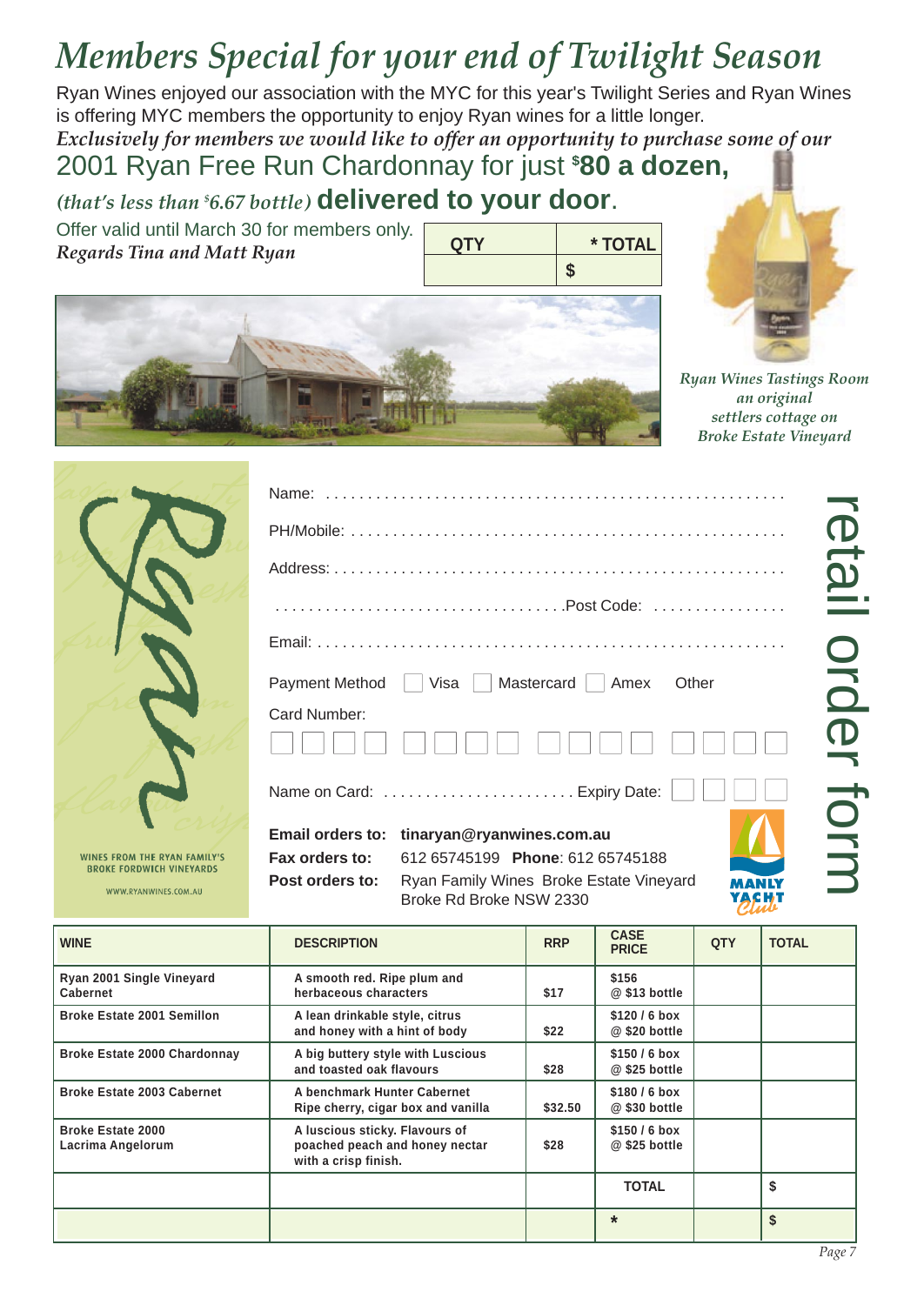# Members Special for your end of Twilight Season

Ryan Wines enjoyed our association with the MYC for this year's Twilight Series and Ryan Wines is offering MYC members the opportunity to enjoy Ryan wines for a little longer.

*Exclusively for members we would like to offer an opportunity to purchase some of our* 2001 Ryan Free Run Chardonnay for just **$80 a dozen,** *(that's less than $6.67 bottle)* **delivered to your door**.

Offer valid until March 30 for members only.
*Regards Tina and Matt Ryan*

| QTY | * TOTAL |
|---|---|
| | $ |

*Ryan Wines Tastings Room an original settlers cottage on Broke Estate Vineyard*

## retail order form

WINES FROM THE RYAN FAMILY'S BROKE FORDWICH VINEYARDS
WWW.RYANWINES.COM.AU

Name: ........................................................

PH/Mobile: ...................................................

Address: .....................................................

.................................... Post Code: ................

Email: .......................................................

Payment Method ☐ Visa ☐ Mastercard ☐ Amex Other

Card Number:

☐☐☐☐ ☐☐☐☐ ☐☐☐☐ ☐☐☐☐

Name on Card: ....................... Expiry Date: ☐☐ ☐☐

**Email orders to:** **tinaryan@ryanwines.com.au**
**Fax orders to:** 612 65745199 **Phone**: 612 65745188
**Post orders to:** Ryan Family Wines Broke Estate Vineyard Broke Rd Broke NSW 2330

MANLY YACHT Club

| WINE | DESCRIPTION | RRP | CASE PRICE | QTY | TOTAL |
|---|---|---|---|---|---|
| Ryan 2001 Single Vineyard Cabernet | A smooth red. Ripe plum and herbaceous characters | $17 | $156 @ $13 bottle | | |
| Broke Estate 2001 Semillon | A lean drinkable style, citrus and honey with a hint of body | $22 | $120 / 6 box @ $20 bottle | | |
| Broke Estate 2000 Chardonnay | A big buttery style with Luscious and toasted oak flavours | $28 | $150 / 6 box @ $25 bottle | | |
| Broke Estate 2003 Cabernet | A benchmark Hunter Cabernet Ripe cherry, cigar box and vanilla | $32.50 | $180 / 6 box @ $30 bottle | | |
| Broke Estate 2000 Lacrima Angelorum | A luscious sticky. Flavours of poached peach and honey nectar with a crisp finish. | $28 | $150 / 6 box @ $25 bottle | | |
| | | | TOTAL | | $ |
| | | | * | | $ |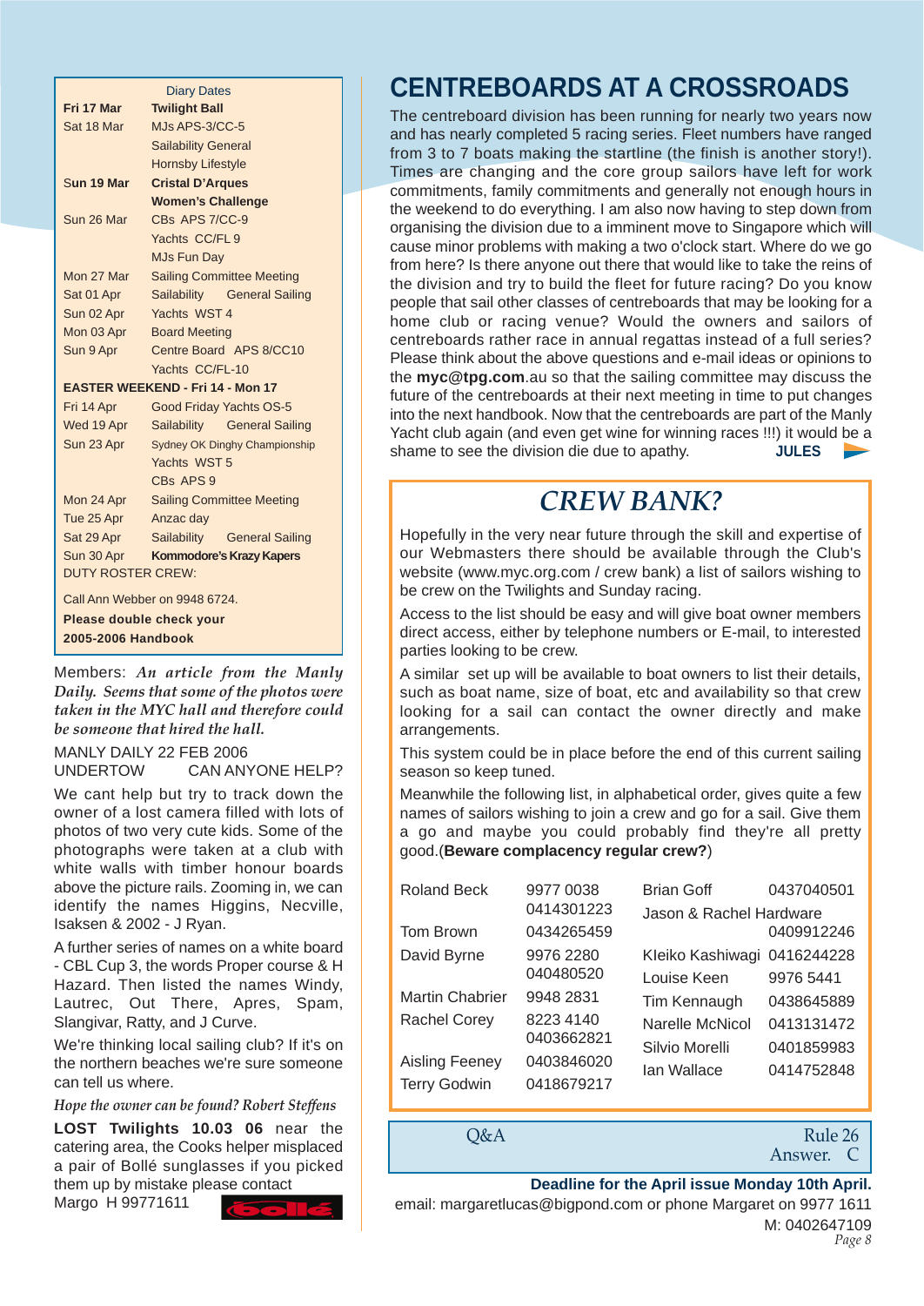## Diary Dates

| | |
|---|---|
| **Fri 17 Mar** | **Twilight Ball** |
| Sat 18 Mar | MJs APS-3/CC-5 |
| | Sailability General |
| | Hornsby Lifestyle |
| **Sun 19 Mar** | **Cristal D'Arques** |
| | **Women's Challenge** |
| Sun 26 Mar | CBs APS 7/CC-9 |
| | Yachts CC/FL 9 |
| | MJs Fun Day |
| Mon 27 Mar | Sailing Committee Meeting |
| Sat 01 Apr | Sailability General Sailing |
| Sun 02 Apr | Yachts WST 4 |
| Mon 03 Apr | Board Meeting |
| Sun 9 Apr | Centre Board APS 8/CC10 |
| | Yachts CC/FL-10 |
| **EASTER WEEKEND - Fri 14 - Mon 17** | |
| Fri 14 Apr | Good Friday Yachts OS-5 |
| Wed 19 Apr | Sailability General Sailing |
| Sun 23 Apr | Sydney OK Dinghy Championship |
| | Yachts WST 5 |
| | CBs APS 9 |
| Mon 24 Apr | Sailing Committee Meeting |
| Tue 25 Apr | Anzac day |
| Sat 29 Apr | Sailability General Sailing |
| Sun 30 Apr | **Kommodore's Krazy Kapers** |

DUTY ROSTER CREW:

Call Ann Webber on 9948 6724.

**Please double check your 2005-2006 Handbook**

Members: *An article from the Manly Daily. Seems that some of the photos were taken in the MYC hall and therefore could be someone that hired the hall.*

MANLY DAILY 22 FEB 2006
UNDERTOW CAN ANYONE HELP?

We cant help but try to track down the owner of a lost camera filled with lots of photos of two very cute kids. Some of the photographs were taken at a club with white walls with timber honour boards above the picture rails. Zooming in, we can identify the names Higgins, Necville, Isaksen & 2002 - J Ryan.

A further series of names on a white board - CBL Cup 3, the words Proper course & H Hazard. Then listed the names Windy, Lautrec, Out There, Apres, Spam, Slangivar, Ratty, and J Curve.

We're thinking local sailing club? If it's on the northern beaches we're sure someone can tell us where.

*Hope the owner can be found? Robert Steffens*

**LOST Twilights 10.03 06** near the catering area, the Cooks helper misplaced a pair of Bollé sunglasses if you picked them up by mistake please contact Margo H 99771611

# CENTREBOARDS AT A CROSSROADS

The centreboard division has been running for nearly two years now and has nearly completed 5 racing series. Fleet numbers have ranged from 3 to 7 boats making the startline (the finish is another story!). Times are changing and the core group sailors have left for work commitments, family commitments and generally not enough hours in the weekend to do everything. I am also now having to step down from organising the division due to a imminent move to Singapore which will cause minor problems with making a two o'clock start. Where do we go from here? Is there anyone out there that would like to take the reins of the division and try to build the fleet for future racing? Do you know people that sail other classes of centreboards that may be looking for a home club or racing venue? Would the owners and sailors of centreboards rather race in annual regattas instead of a full series? Please think about the above questions and e-mail ideas or opinions to the **myc@tpg.com**.au so that the sailing committee may discuss the future of the centreboards at their next meeting in time to put changes into the next handbook. Now that the centreboards are part of the Manly Yacht club again (and even get wine for winning races !!!) it would be a shame to see the division die due to apathy. **JULES**

## *CREW BANK?*

Hopefully in the very near future through the skill and expertise of our Webmasters there should be available through the Club's website (www.myc.org.com / crew bank) a list of sailors wishing to be crew on the Twilights and Sunday racing.

Access to the list should be easy and will give boat owner members direct access, either by telephone numbers or E-mail, to interested parties looking to be crew.

A similar set up will be available to boat owners to list their details, such as boat name, size of boat, etc and availability so that crew looking for a sail can contact the owner directly and make arrangements.

This system could be in place before the end of this current sailing season so keep tuned.

Meanwhile the following list, in alphabetical order, gives quite a few names of sailors wishing to join a crew and go for a sail. Give them a go and maybe you could probably find they're all pretty good.(**Beware complacency regular crew?**)

| | | | |
|---|---|---|---|
| Roland Beck | 9977 0038, 0414301223 | Brian Goff | 0437040501 |
| Tom Brown | 0434265459 | Jason & Rachel Hardware | 0409912246 |
| David Byrne | 9976 2280, 040480520 | Kleiko Kashiwagi | 0416244228 |
| Martin Chabrier | 9948 2831 | Louise Keen | 9976 5441 |
| Rachel Corey | 8223 4140, 0403662821 | Tim Kennaugh | 0438645889 |
| Aisling Feeney | 0403846020 | Narelle McNicol | 0413131472 |
| Terry Godwin | 0418679217 | Silvio Morelli | 0401859983 |
| | | Ian Wallace | 0414752848 |

Q&A — Rule 26 Answer. C

**Deadline for the April issue Monday 10th April.**

email: margaretlucas@bigpond.com or phone Margaret on 9977 1611
M: 0402647109